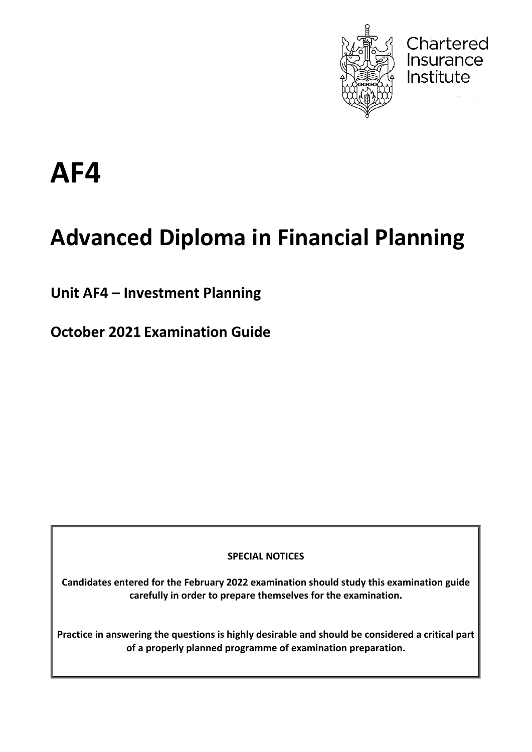Chartered Insurance Institute

# AF4

# Advanced Diploma in Financial Planning

## Unit AF4 – Investment Planning

## October 2021 Examination Guide

**SPECIAL NOTICES**

**Candidates entered for the February 2022 examination should study this examination guide carefully in order to prepare themselves for the examination.**

**Practice in answering the questions is highly desirable and should be considered a critical part of a properly planned programme of examination preparation.**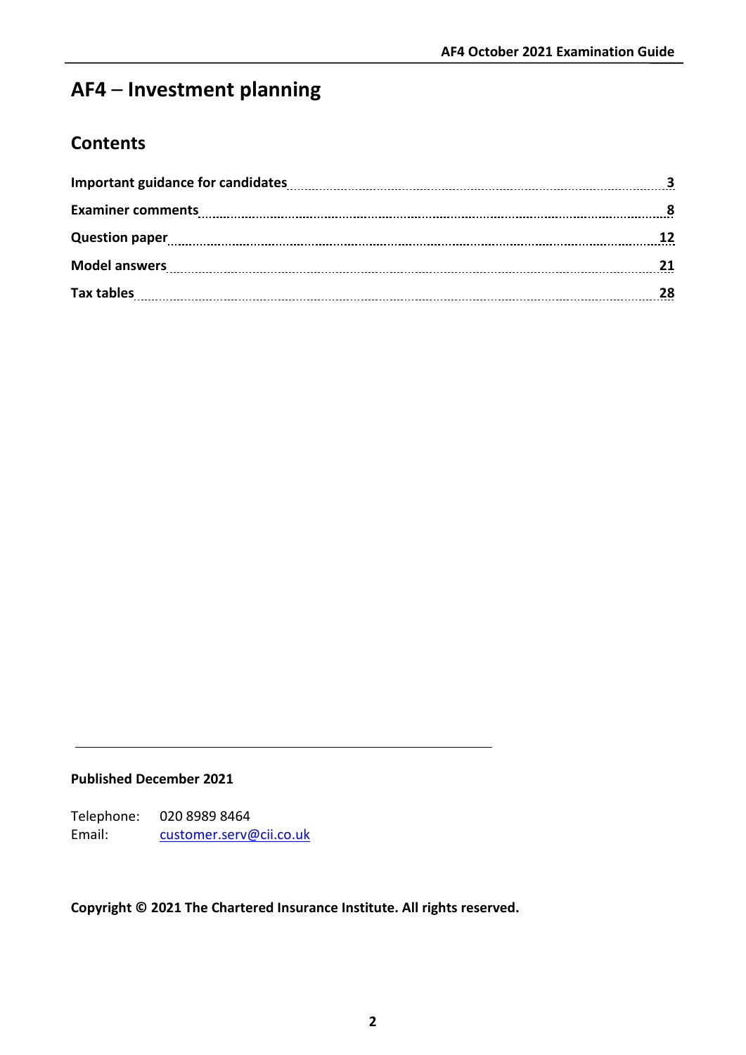# AF4 – Investment planning

## Contents

| | |
|---|---|
| **Important guidance for candidates** | **3** |
| **Examiner comments** | **8** |
| **Question paper** | **12** |
| **Model answers** | **21** |
| **Tax tables** | **28** |

**Published December 2021**

Telephone: 020 8989 8464
Email: customer.serv@cii.co.uk

**Copyright © 2021 The Chartered Insurance Institute. All rights reserved.**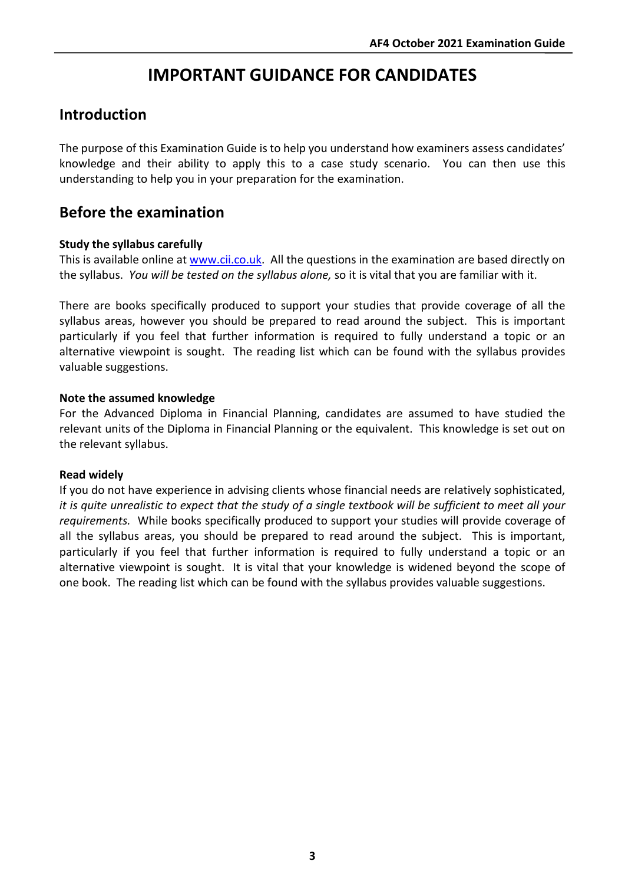# IMPORTANT GUIDANCE FOR CANDIDATES

## Introduction

The purpose of this Examination Guide is to help you understand how examiners assess candidates' knowledge and their ability to apply this to a case study scenario. You can then use this understanding to help you in your preparation for the examination.

## Before the examination

**Study the syllabus carefully**
This is available online at [www.cii.co.uk](www.cii.co.uk). All the questions in the examination are based directly on the syllabus. *You will be tested on the syllabus alone,* so it is vital that you are familiar with it.

There are books specifically produced to support your studies that provide coverage of all the syllabus areas, however you should be prepared to read around the subject. This is important particularly if you feel that further information is required to fully understand a topic or an alternative viewpoint is sought. The reading list which can be found with the syllabus provides valuable suggestions.

**Note the assumed knowledge**
For the Advanced Diploma in Financial Planning, candidates are assumed to have studied the relevant units of the Diploma in Financial Planning or the equivalent. This knowledge is set out on the relevant syllabus.

**Read widely**
If you do not have experience in advising clients whose financial needs are relatively sophisticated, *it is quite unrealistic to expect that the study of a single textbook will be sufficient to meet all your requirements.* While books specifically produced to support your studies will provide coverage of all the syllabus areas, you should be prepared to read around the subject. This is important, particularly if you feel that further information is required to fully understand a topic or an alternative viewpoint is sought. It is vital that your knowledge is widened beyond the scope of one book. The reading list which can be found with the syllabus provides valuable suggestions.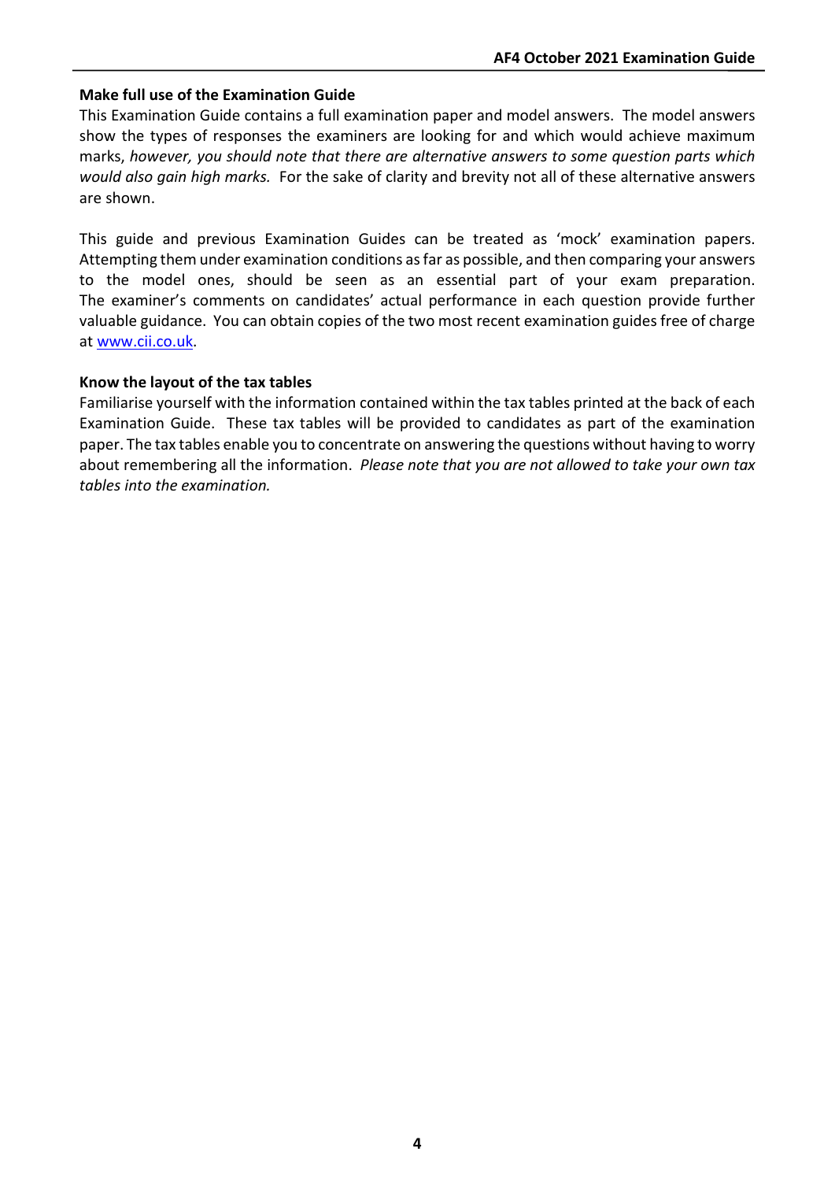**Make full use of the Examination Guide**

This Examination Guide contains a full examination paper and model answers. The model answers show the types of responses the examiners are looking for and which would achieve maximum marks, *however, you should note that there are alternative answers to some question parts which would also gain high marks.* For the sake of clarity and brevity not all of these alternative answers are shown.

This guide and previous Examination Guides can be treated as 'mock' examination papers. Attempting them under examination conditions as far as possible, and then comparing your answers to the model ones, should be seen as an essential part of your exam preparation. The examiner's comments on candidates' actual performance in each question provide further valuable guidance. You can obtain copies of the two most recent examination guides free of charge at www.cii.co.uk.

**Know the layout of the tax tables**

Familiarise yourself with the information contained within the tax tables printed at the back of each Examination Guide. These tax tables will be provided to candidates as part of the examination paper. The tax tables enable you to concentrate on answering the questions without having to worry about remembering all the information. *Please note that you are not allowed to take your own tax tables into the examination.*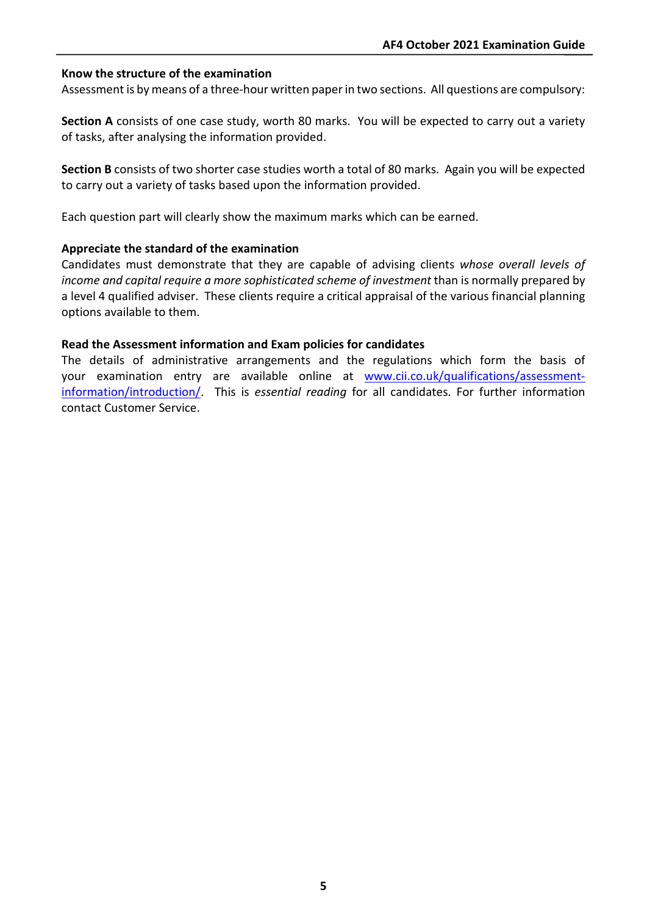### Know the structure of the examination

Assessment is by means of a three-hour written paper in two sections. All questions are compulsory:

**Section A** consists of one case study, worth 80 marks. You will be expected to carry out a variety of tasks, after analysing the information provided.

**Section B** consists of two shorter case studies worth a total of 80 marks. Again you will be expected to carry out a variety of tasks based upon the information provided.

Each question part will clearly show the maximum marks which can be earned.

### Appreciate the standard of the examination

Candidates must demonstrate that they are capable of advising clients *whose overall levels of income and capital require a more sophisticated scheme of investment* than is normally prepared by a level 4 qualified adviser. These clients require a critical appraisal of the various financial planning options available to them.

### Read the Assessment information and Exam policies for candidates

The details of administrative arrangements and the regulations which form the basis of your examination entry are available online at [www.cii.co.uk/qualifications/assessment-information/introduction/](www.cii.co.uk/qualifications/assessment-information/introduction/). This is *essential reading* for all candidates. For further information contact Customer Service.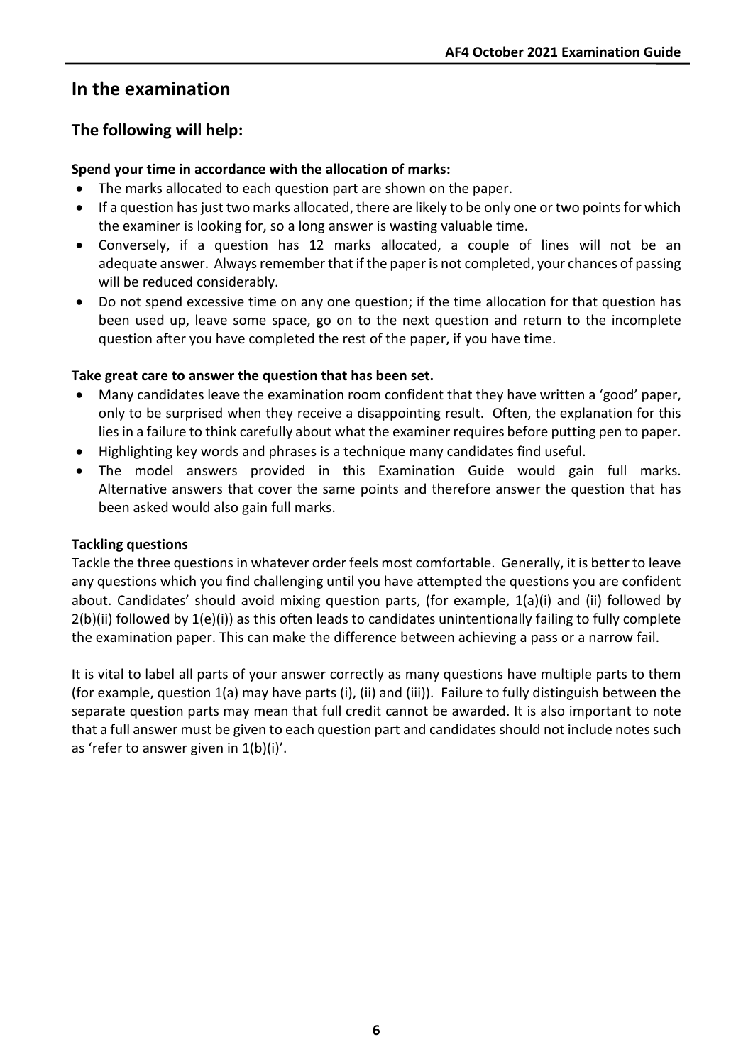## In the examination

### The following will help:

**Spend your time in accordance with the allocation of marks:**

- The marks allocated to each question part are shown on the paper.
- If a question has just two marks allocated, there are likely to be only one or two points for which the examiner is looking for, so a long answer is wasting valuable time.
- Conversely, if a question has 12 marks allocated, a couple of lines will not be an adequate answer. Always remember that if the paper is not completed, your chances of passing will be reduced considerably.
- Do not spend excessive time on any one question; if the time allocation for that question has been used up, leave some space, go on to the next question and return to the incomplete question after you have completed the rest of the paper, if you have time.

**Take great care to answer the question that has been set.**

- Many candidates leave the examination room confident that they have written a 'good' paper, only to be surprised when they receive a disappointing result. Often, the explanation for this lies in a failure to think carefully about what the examiner requires before putting pen to paper.
- Highlighting key words and phrases is a technique many candidates find useful.
- The model answers provided in this Examination Guide would gain full marks. Alternative answers that cover the same points and therefore answer the question that has been asked would also gain full marks.

**Tackling questions**

Tackle the three questions in whatever order feels most comfortable. Generally, it is better to leave any questions which you find challenging until you have attempted the questions you are confident about. Candidates' should avoid mixing question parts, (for example, 1(a)(i) and (ii) followed by 2(b)(ii) followed by 1(e)(i)) as this often leads to candidates unintentionally failing to fully complete the examination paper. This can make the difference between achieving a pass or a narrow fail.

It is vital to label all parts of your answer correctly as many questions have multiple parts to them (for example, question 1(a) may have parts (i), (ii) and (iii)). Failure to fully distinguish between the separate question parts may mean that full credit cannot be awarded. It is also important to note that a full answer must be given to each question part and candidates should not include notes such as 'refer to answer given in 1(b)(i)'.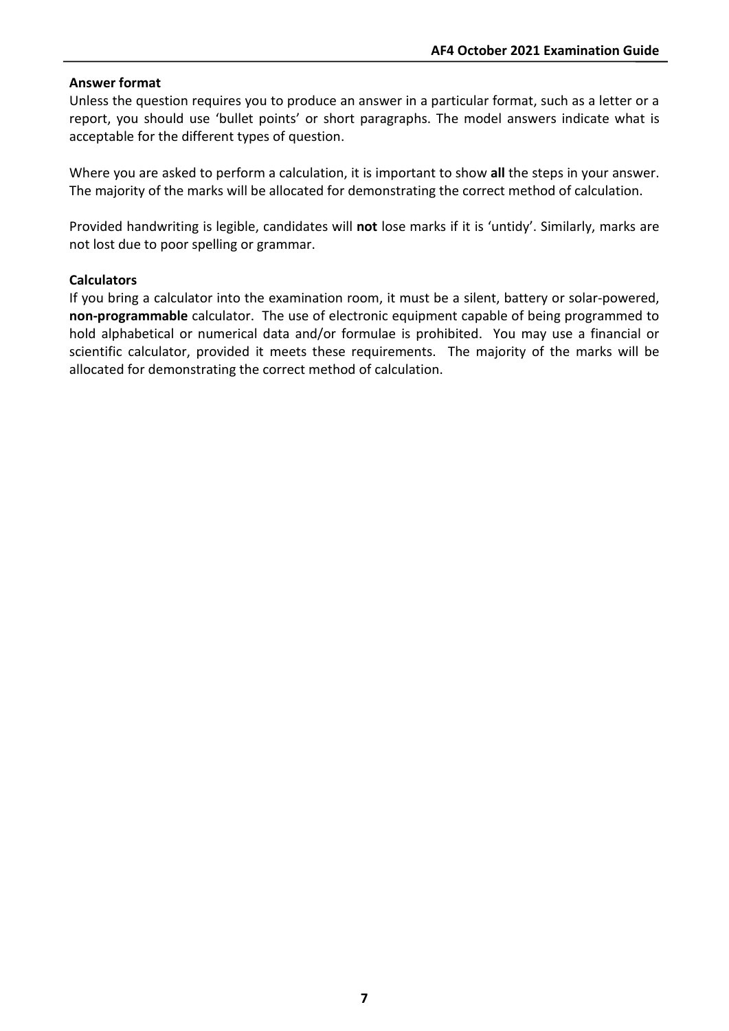**Answer format**

Unless the question requires you to produce an answer in a particular format, such as a letter or a report, you should use 'bullet points' or short paragraphs. The model answers indicate what is acceptable for the different types of question.

Where you are asked to perform a calculation, it is important to show **all** the steps in your answer. The majority of the marks will be allocated for demonstrating the correct method of calculation.

Provided handwriting is legible, candidates will **not** lose marks if it is 'untidy'. Similarly, marks are not lost due to poor spelling or grammar.

**Calculators**

If you bring a calculator into the examination room, it must be a silent, battery or solar-powered, **non-programmable** calculator. The use of electronic equipment capable of being programmed to hold alphabetical or numerical data and/or formulae is prohibited. You may use a financial or scientific calculator, provided it meets these requirements. The majority of the marks will be allocated for demonstrating the correct method of calculation.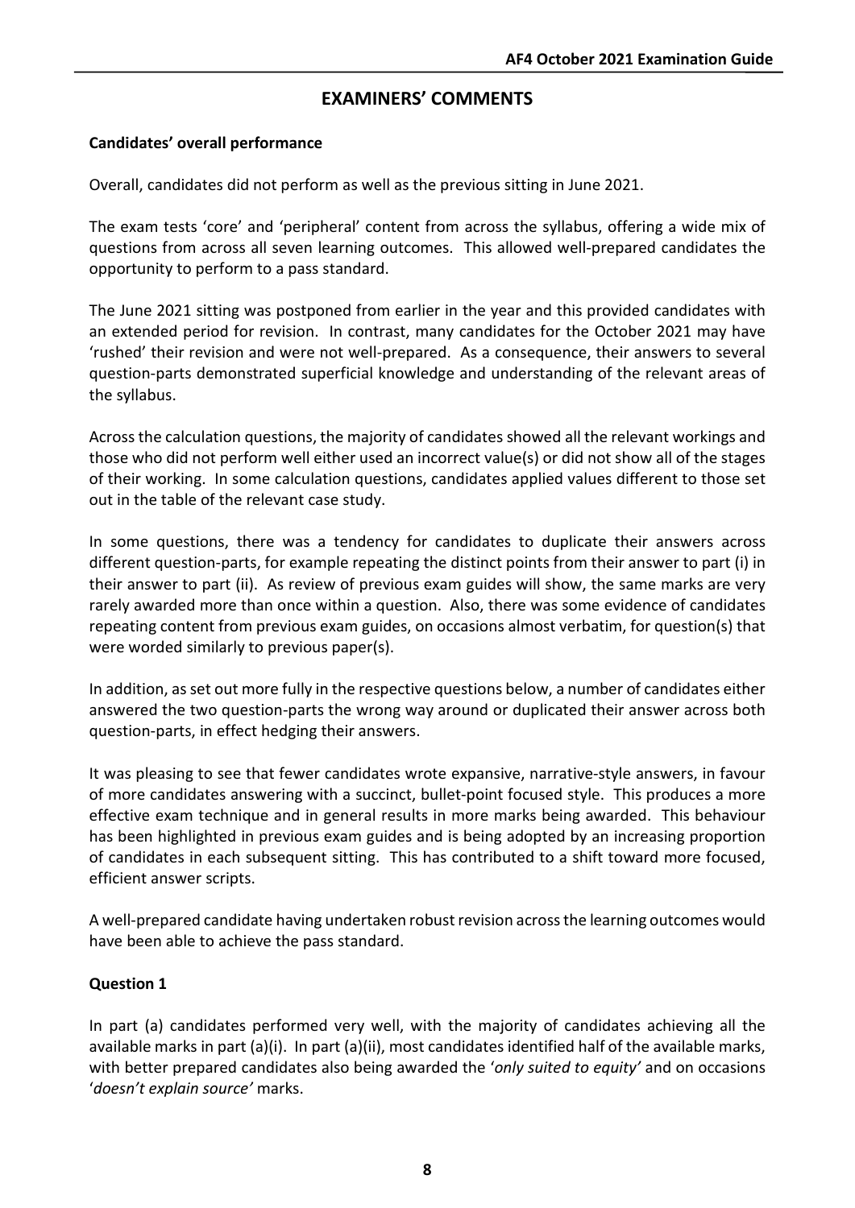## EXAMINERS' COMMENTS

**Candidates' overall performance**

Overall, candidates did not perform as well as the previous sitting in June 2021.

The exam tests 'core' and 'peripheral' content from across the syllabus, offering a wide mix of questions from across all seven learning outcomes. This allowed well-prepared candidates the opportunity to perform to a pass standard.

The June 2021 sitting was postponed from earlier in the year and this provided candidates with an extended period for revision. In contrast, many candidates for the October 2021 may have 'rushed' their revision and were not well-prepared. As a consequence, their answers to several question-parts demonstrated superficial knowledge and understanding of the relevant areas of the syllabus.

Across the calculation questions, the majority of candidates showed all the relevant workings and those who did not perform well either used an incorrect value(s) or did not show all of the stages of their working. In some calculation questions, candidates applied values different to those set out in the table of the relevant case study.

In some questions, there was a tendency for candidates to duplicate their answers across different question-parts, for example repeating the distinct points from their answer to part (i) in their answer to part (ii). As review of previous exam guides will show, the same marks are very rarely awarded more than once within a question. Also, there was some evidence of candidates repeating content from previous exam guides, on occasions almost verbatim, for question(s) that were worded similarly to previous paper(s).

In addition, as set out more fully in the respective questions below, a number of candidates either answered the two question-parts the wrong way around or duplicated their answer across both question-parts, in effect hedging their answers.

It was pleasing to see that fewer candidates wrote expansive, narrative-style answers, in favour of more candidates answering with a succinct, bullet-point focused style. This produces a more effective exam technique and in general results in more marks being awarded. This behaviour has been highlighted in previous exam guides and is being adopted by an increasing proportion of candidates in each subsequent sitting. This has contributed to a shift toward more focused, efficient answer scripts.

A well-prepared candidate having undertaken robust revision across the learning outcomes would have been able to achieve the pass standard.

**Question 1**

In part (a) candidates performed very well, with the majority of candidates achieving all the available marks in part (a)(i). In part (a)(ii), most candidates identified half of the available marks, with better prepared candidates also being awarded the '*only suited to equity*' and on occasions '*doesn't explain source*' marks.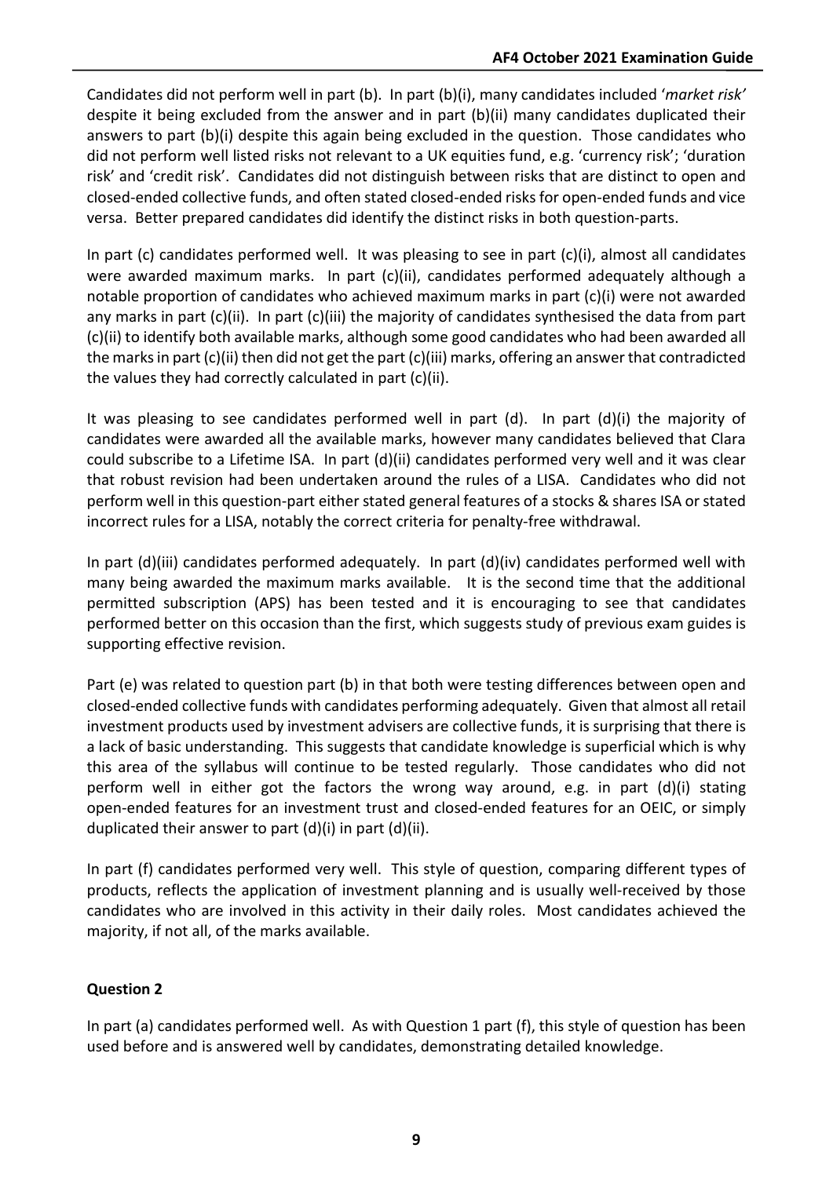Candidates did not perform well in part (b). In part (b)(i), many candidates included '*market risk'* despite it being excluded from the answer and in part (b)(ii) many candidates duplicated their answers to part (b)(i) despite this again being excluded in the question. Those candidates who did not perform well listed risks not relevant to a UK equities fund, e.g. 'currency risk'; 'duration risk' and 'credit risk'. Candidates did not distinguish between risks that are distinct to open and closed-ended collective funds, and often stated closed-ended risks for open-ended funds and vice versa. Better prepared candidates did identify the distinct risks in both question-parts.

In part (c) candidates performed well. It was pleasing to see in part (c)(i), almost all candidates were awarded maximum marks. In part (c)(ii), candidates performed adequately although a notable proportion of candidates who achieved maximum marks in part (c)(i) were not awarded any marks in part (c)(ii). In part (c)(iii) the majority of candidates synthesised the data from part (c)(ii) to identify both available marks, although some good candidates who had been awarded all the marks in part (c)(ii) then did not get the part (c)(iii) marks, offering an answer that contradicted the values they had correctly calculated in part (c)(ii).

It was pleasing to see candidates performed well in part (d). In part (d)(i) the majority of candidates were awarded all the available marks, however many candidates believed that Clara could subscribe to a Lifetime ISA. In part (d)(ii) candidates performed very well and it was clear that robust revision had been undertaken around the rules of a LISA. Candidates who did not perform well in this question-part either stated general features of a stocks & shares ISA or stated incorrect rules for a LISA, notably the correct criteria for penalty-free withdrawal.

In part (d)(iii) candidates performed adequately. In part (d)(iv) candidates performed well with many being awarded the maximum marks available. It is the second time that the additional permitted subscription (APS) has been tested and it is encouraging to see that candidates performed better on this occasion than the first, which suggests study of previous exam guides is supporting effective revision.

Part (e) was related to question part (b) in that both were testing differences between open and closed-ended collective funds with candidates performing adequately. Given that almost all retail investment products used by investment advisers are collective funds, it is surprising that there is a lack of basic understanding. This suggests that candidate knowledge is superficial which is why this area of the syllabus will continue to be tested regularly. Those candidates who did not perform well in either got the factors the wrong way around, e.g. in part (d)(i) stating open-ended features for an investment trust and closed-ended features for an OEIC, or simply duplicated their answer to part (d)(i) in part (d)(ii).

In part (f) candidates performed very well. This style of question, comparing different types of products, reflects the application of investment planning and is usually well-received by those candidates who are involved in this activity in their daily roles. Most candidates achieved the majority, if not all, of the marks available.

**Question 2**

In part (a) candidates performed well. As with Question 1 part (f), this style of question has been used before and is answered well by candidates, demonstrating detailed knowledge.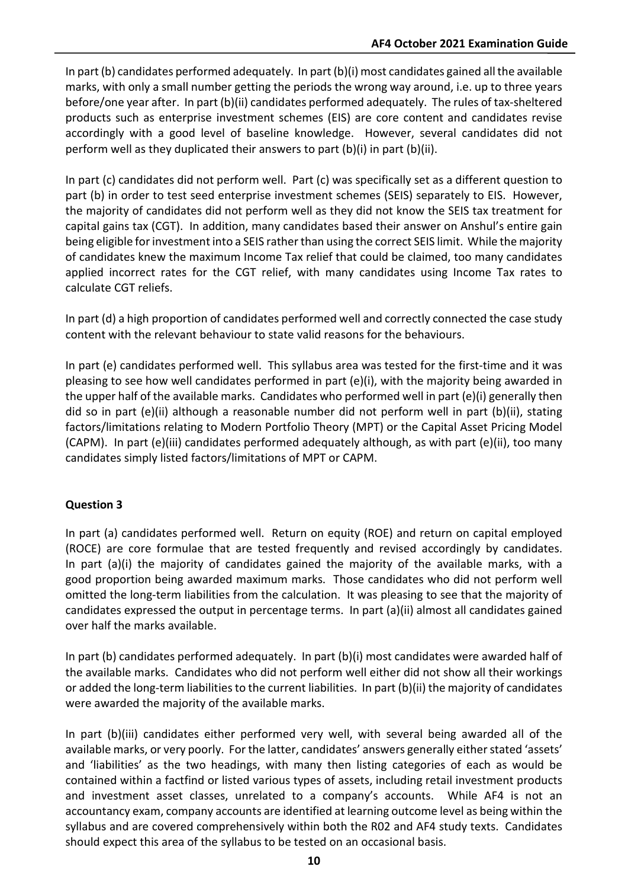In part (b) candidates performed adequately. In part (b)(i) most candidates gained all the available marks, with only a small number getting the periods the wrong way around, i.e. up to three years before/one year after. In part (b)(ii) candidates performed adequately. The rules of tax-sheltered products such as enterprise investment schemes (EIS) are core content and candidates revise accordingly with a good level of baseline knowledge. However, several candidates did not perform well as they duplicated their answers to part (b)(i) in part (b)(ii).

In part (c) candidates did not perform well. Part (c) was specifically set as a different question to part (b) in order to test seed enterprise investment schemes (SEIS) separately to EIS. However, the majority of candidates did not perform well as they did not know the SEIS tax treatment for capital gains tax (CGT). In addition, many candidates based their answer on Anshul's entire gain being eligible for investment into a SEIS rather than using the correct SEIS limit. While the majority of candidates knew the maximum Income Tax relief that could be claimed, too many candidates applied incorrect rates for the CGT relief, with many candidates using Income Tax rates to calculate CGT reliefs.

In part (d) a high proportion of candidates performed well and correctly connected the case study content with the relevant behaviour to state valid reasons for the behaviours.

In part (e) candidates performed well. This syllabus area was tested for the first-time and it was pleasing to see how well candidates performed in part (e)(i), with the majority being awarded in the upper half of the available marks. Candidates who performed well in part (e)(i) generally then did so in part (e)(ii) although a reasonable number did not perform well in part (b)(ii), stating factors/limitations relating to Modern Portfolio Theory (MPT) or the Capital Asset Pricing Model (CAPM). In part (e)(iii) candidates performed adequately although, as with part (e)(ii), too many candidates simply listed factors/limitations of MPT or CAPM.

**Question 3**

In part (a) candidates performed well. Return on equity (ROE) and return on capital employed (ROCE) are core formulae that are tested frequently and revised accordingly by candidates. In part (a)(i) the majority of candidates gained the majority of the available marks, with a good proportion being awarded maximum marks. Those candidates who did not perform well omitted the long-term liabilities from the calculation. It was pleasing to see that the majority of candidates expressed the output in percentage terms. In part (a)(ii) almost all candidates gained over half the marks available.

In part (b) candidates performed adequately. In part (b)(i) most candidates were awarded half of the available marks. Candidates who did not perform well either did not show all their workings or added the long-term liabilities to the current liabilities. In part (b)(ii) the majority of candidates were awarded the majority of the available marks.

In part (b)(iii) candidates either performed very well, with several being awarded all of the available marks, or very poorly. For the latter, candidates' answers generally either stated 'assets' and 'liabilities' as the two headings, with many then listing categories of each as would be contained within a factfind or listed various types of assets, including retail investment products and investment asset classes, unrelated to a company's accounts. While AF4 is not an accountancy exam, company accounts are identified at learning outcome level as being within the syllabus and are covered comprehensively within both the R02 and AF4 study texts. Candidates should expect this area of the syllabus to be tested on an occasional basis.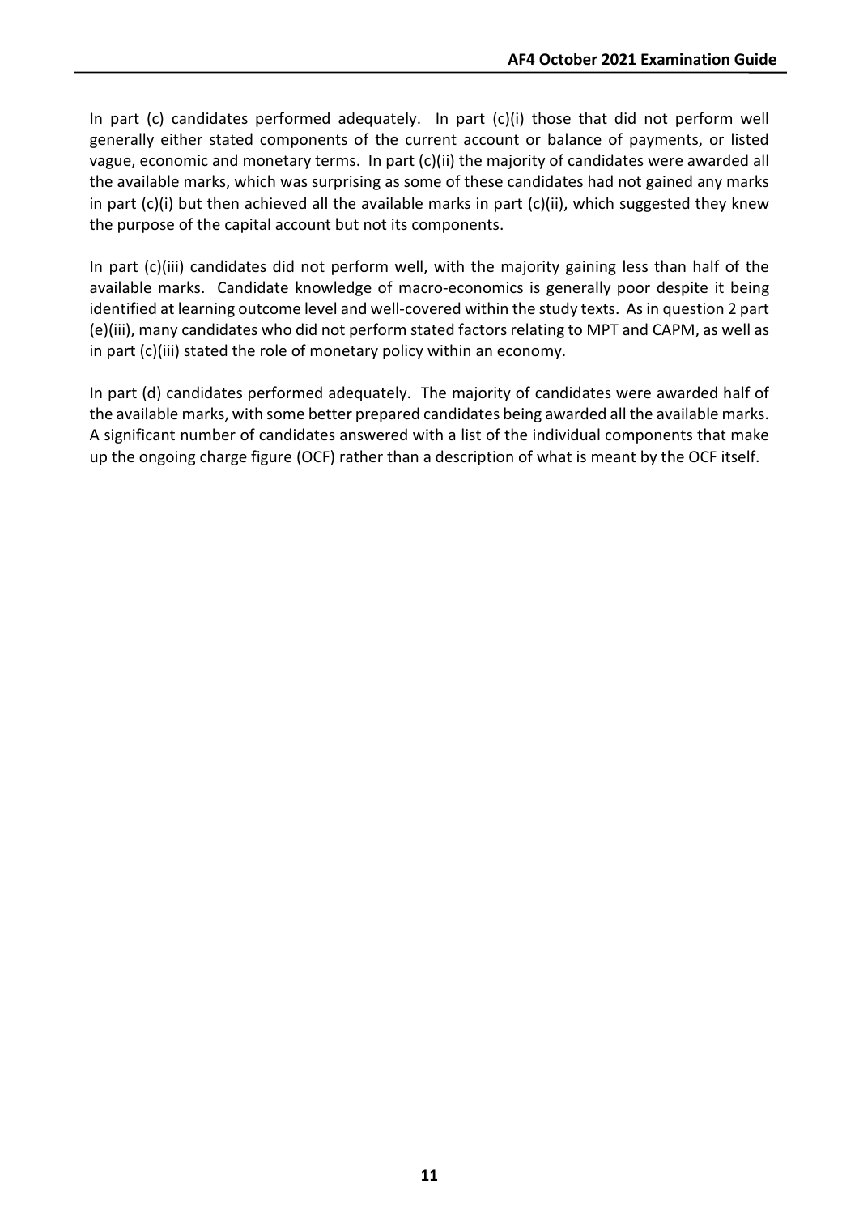In part (c) candidates performed adequately. In part (c)(i) those that did not perform well generally either stated components of the current account or balance of payments, or listed vague, economic and monetary terms. In part (c)(ii) the majority of candidates were awarded all the available marks, which was surprising as some of these candidates had not gained any marks in part (c)(i) but then achieved all the available marks in part (c)(ii), which suggested they knew the purpose of the capital account but not its components.

In part (c)(iii) candidates did not perform well, with the majority gaining less than half of the available marks. Candidate knowledge of macro-economics is generally poor despite it being identified at learning outcome level and well-covered within the study texts. As in question 2 part (e)(iii), many candidates who did not perform stated factors relating to MPT and CAPM, as well as in part (c)(iii) stated the role of monetary policy within an economy.

In part (d) candidates performed adequately. The majority of candidates were awarded half of the available marks, with some better prepared candidates being awarded all the available marks. A significant number of candidates answered with a list of the individual components that make up the ongoing charge figure (OCF) rather than a description of what is meant by the OCF itself.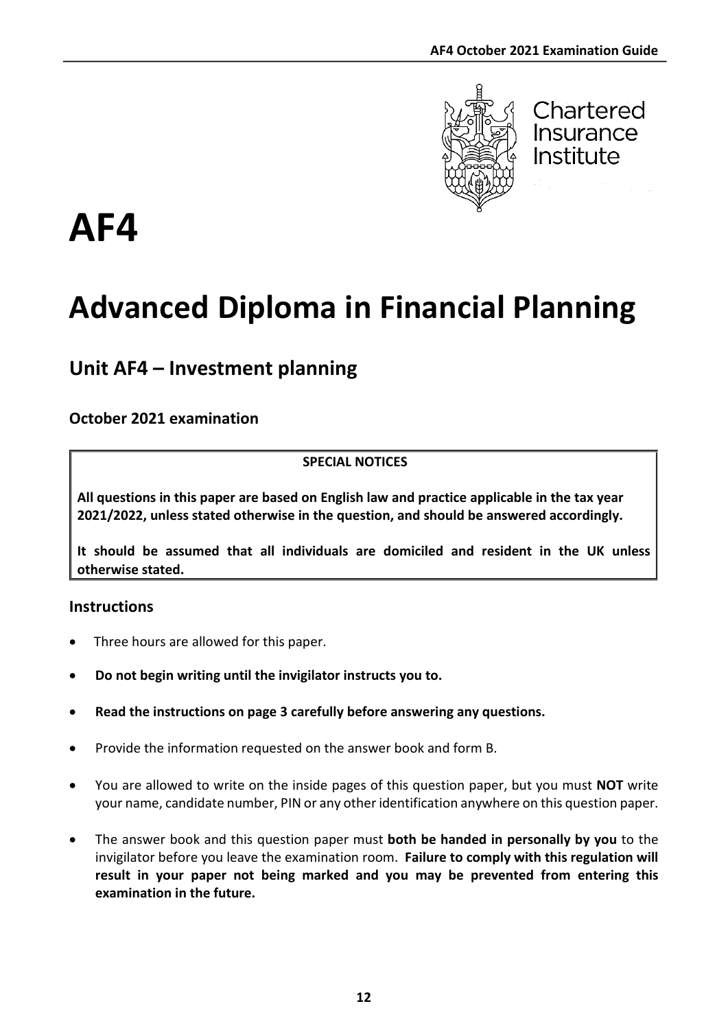Chartered Insurance Institute

# AF4

# Advanced Diploma in Financial Planning

## Unit AF4 – Investment planning

### October 2021 examination

| SPECIAL NOTICES |
|---|
| **All questions in this paper are based on English law and practice applicable in the tax year 2021/2022, unless stated otherwise in the question, and should be answered accordingly.** |
| **It should be assumed that all individuals are domiciled and resident in the UK unless otherwise stated.** |

### Instructions

- Three hours are allowed for this paper.
- **Do not begin writing until the invigilator instructs you to.**
- **Read the instructions on page 3 carefully before answering any questions.**
- Provide the information requested on the answer book and form B.
- You are allowed to write on the inside pages of this question paper, but you must **NOT** write your name, candidate number, PIN or any other identification anywhere on this question paper.
- The answer book and this question paper must **both be handed in personally by you** to the invigilator before you leave the examination room. **Failure to comply with this regulation will result in your paper not being marked and you may be prevented from entering this examination in the future.**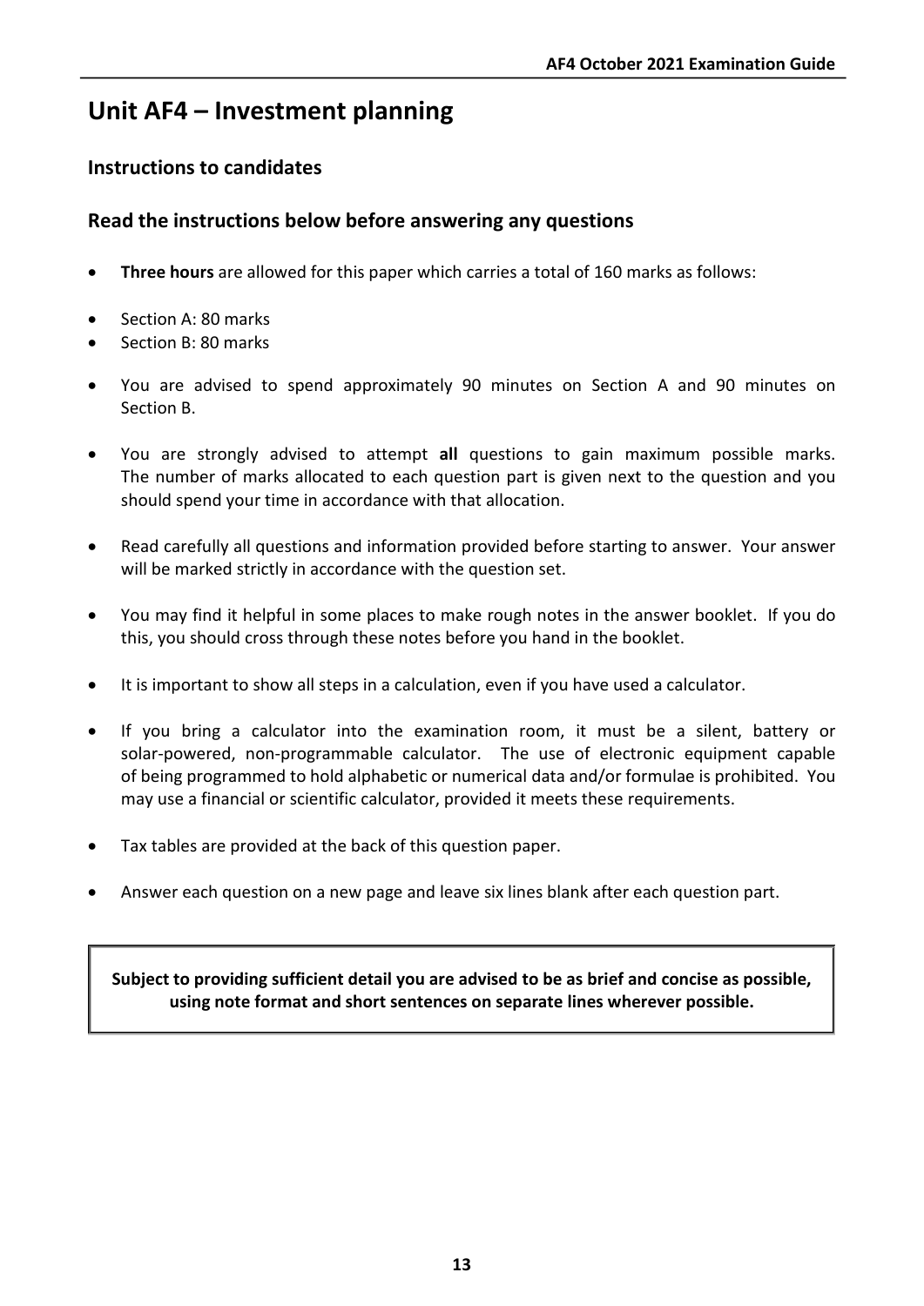# Unit AF4 – Investment planning

## Instructions to candidates

## Read the instructions below before answering any questions

- **Three hours** are allowed for this paper which carries a total of 160 marks as follows:
- Section A: 80 marks
- Section B: 80 marks
- You are advised to spend approximately 90 minutes on Section A and 90 minutes on Section B.
- You are strongly advised to attempt **all** questions to gain maximum possible marks. The number of marks allocated to each question part is given next to the question and you should spend your time in accordance with that allocation.
- Read carefully all questions and information provided before starting to answer. Your answer will be marked strictly in accordance with the question set.
- You may find it helpful in some places to make rough notes in the answer booklet. If you do this, you should cross through these notes before you hand in the booklet.
- It is important to show all steps in a calculation, even if you have used a calculator.
- If you bring a calculator into the examination room, it must be a silent, battery or solar-powered, non-programmable calculator. The use of electronic equipment capable of being programmed to hold alphabetic or numerical data and/or formulae is prohibited. You may use a financial or scientific calculator, provided it meets these requirements.
- Tax tables are provided at the back of this question paper.
- Answer each question on a new page and leave six lines blank after each question part.

**Subject to providing sufficient detail you are advised to be as brief and concise as possible, using note format and short sentences on separate lines wherever possible.**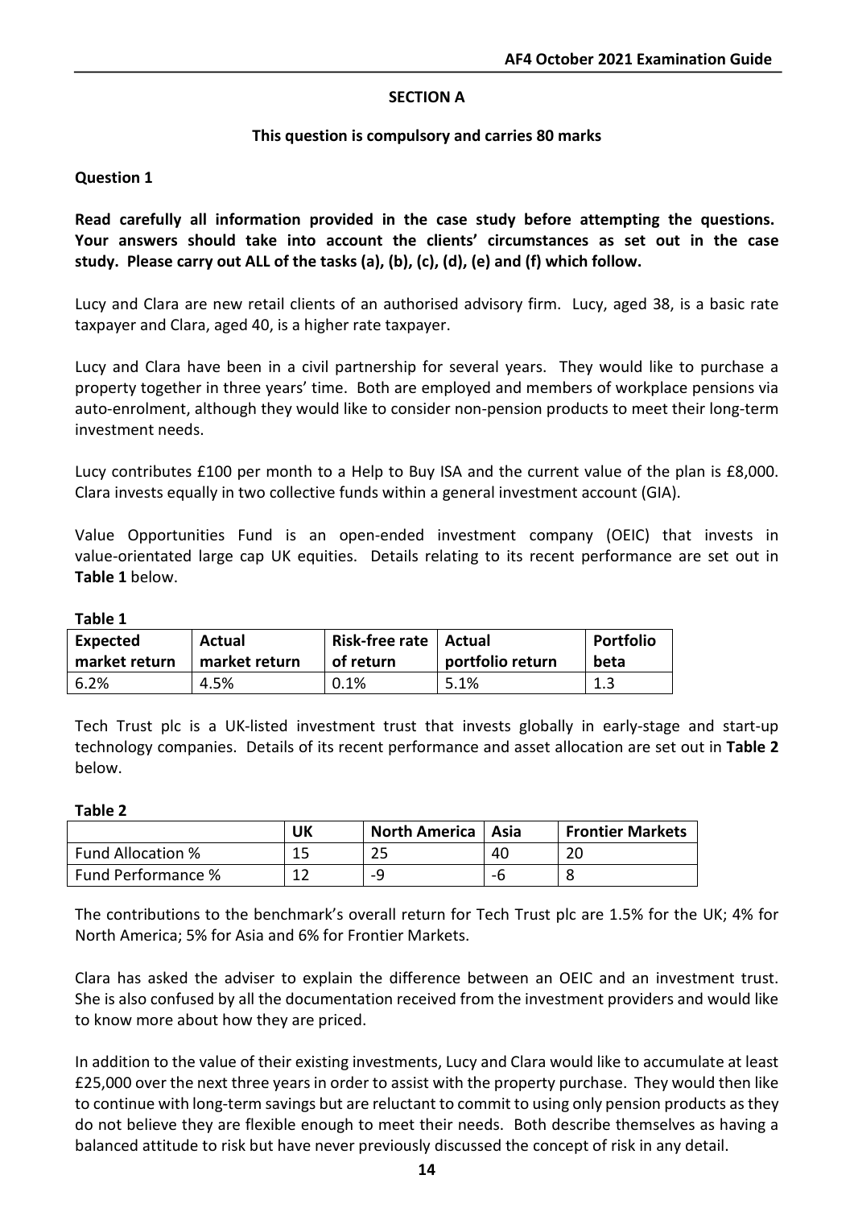## SECTION A

**This question is compulsory and carries 80 marks**

**Question 1**

**Read carefully all information provided in the case study before attempting the questions. Your answers should take into account the clients' circumstances as set out in the case study. Please carry out ALL of the tasks (a), (b), (c), (d), (e) and (f) which follow.**

Lucy and Clara are new retail clients of an authorised advisory firm. Lucy, aged 38, is a basic rate taxpayer and Clara, aged 40, is a higher rate taxpayer.

Lucy and Clara have been in a civil partnership for several years. They would like to purchase a property together in three years' time. Both are employed and members of workplace pensions via auto-enrolment, although they would like to consider non-pension products to meet their long-term investment needs.

Lucy contributes £100 per month to a Help to Buy ISA and the current value of the plan is £8,000. Clara invests equally in two collective funds within a general investment account (GIA).

Value Opportunities Fund is an open-ended investment company (OEIC) that invests in value-orientated large cap UK equities. Details relating to its recent performance are set out in **Table 1** below.

**Table 1**

| Expected market return | Actual market return | Risk-free rate of return | Actual portfolio return | Portfolio beta |
|---|---|---|---|---|
| 6.2% | 4.5% | 0.1% | 5.1% | 1.3 |

Tech Trust plc is a UK-listed investment trust that invests globally in early-stage and start-up technology companies. Details of its recent performance and asset allocation are set out in **Table 2** below.

**Table 2**

| | UK | North America | Asia | Frontier Markets |
|---|---|---|---|---|
| Fund Allocation % | 15 | 25 | 40 | 20 |
| Fund Performance % | 12 | -9 | -6 | 8 |

The contributions to the benchmark's overall return for Tech Trust plc are 1.5% for the UK; 4% for North America; 5% for Asia and 6% for Frontier Markets.

Clara has asked the adviser to explain the difference between an OEIC and an investment trust. She is also confused by all the documentation received from the investment providers and would like to know more about how they are priced.

In addition to the value of their existing investments, Lucy and Clara would like to accumulate at least £25,000 over the next three years in order to assist with the property purchase. They would then like to continue with long-term savings but are reluctant to commit to using only pension products as they do not believe they are flexible enough to meet their needs. Both describe themselves as having a balanced attitude to risk but have never previously discussed the concept of risk in any detail.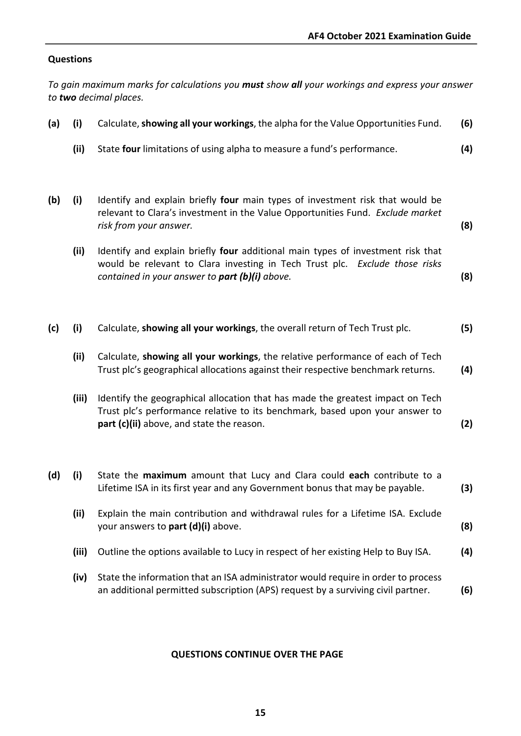**Questions**

*To gain maximum marks for calculations you **must** show **all** your workings and express your answer to **two** decimal places.*

| | | | |
|---|---|---|---|
| **(a)** | **(i)** | Calculate, **showing all your workings**, the alpha for the Value Opportunities Fund. | **(6)** |
| | **(ii)** | State **four** limitations of using alpha to measure a fund's performance. | **(4)** |
| **(b)** | **(i)** | Identify and explain briefly **four** main types of investment risk that would be relevant to Clara's investment in the Value Opportunities Fund. *Exclude market risk from your answer.* | **(8)** |
| | **(ii)** | Identify and explain briefly **four** additional main types of investment risk that would be relevant to Clara investing in Tech Trust plc. *Exclude those risks contained in your answer to **part (b)(i)** above.* | **(8)** |
| **(c)** | **(i)** | Calculate, **showing all your workings**, the overall return of Tech Trust plc. | **(5)** |
| | **(ii)** | Calculate, **showing all your workings**, the relative performance of each of Tech Trust plc's geographical allocations against their respective benchmark returns. | **(4)** |
| | **(iii)** | Identify the geographical allocation that has made the greatest impact on Tech Trust plc's performance relative to its benchmark, based upon your answer to **part (c)(ii)** above, and state the reason. | **(2)** |
| **(d)** | **(i)** | State the **maximum** amount that Lucy and Clara could **each** contribute to a Lifetime ISA in its first year and any Government bonus that may be payable. | **(3)** |
| | **(ii)** | Explain the main contribution and withdrawal rules for a Lifetime ISA. Exclude your answers to **part (d)(i)** above. | **(8)** |
| | **(iii)** | Outline the options available to Lucy in respect of her existing Help to Buy ISA. | **(4)** |
| | **(iv)** | State the information that an ISA administrator would require in order to process an additional permitted subscription (APS) request by a surviving civil partner. | **(6)** |

**QUESTIONS CONTINUE OVER THE PAGE**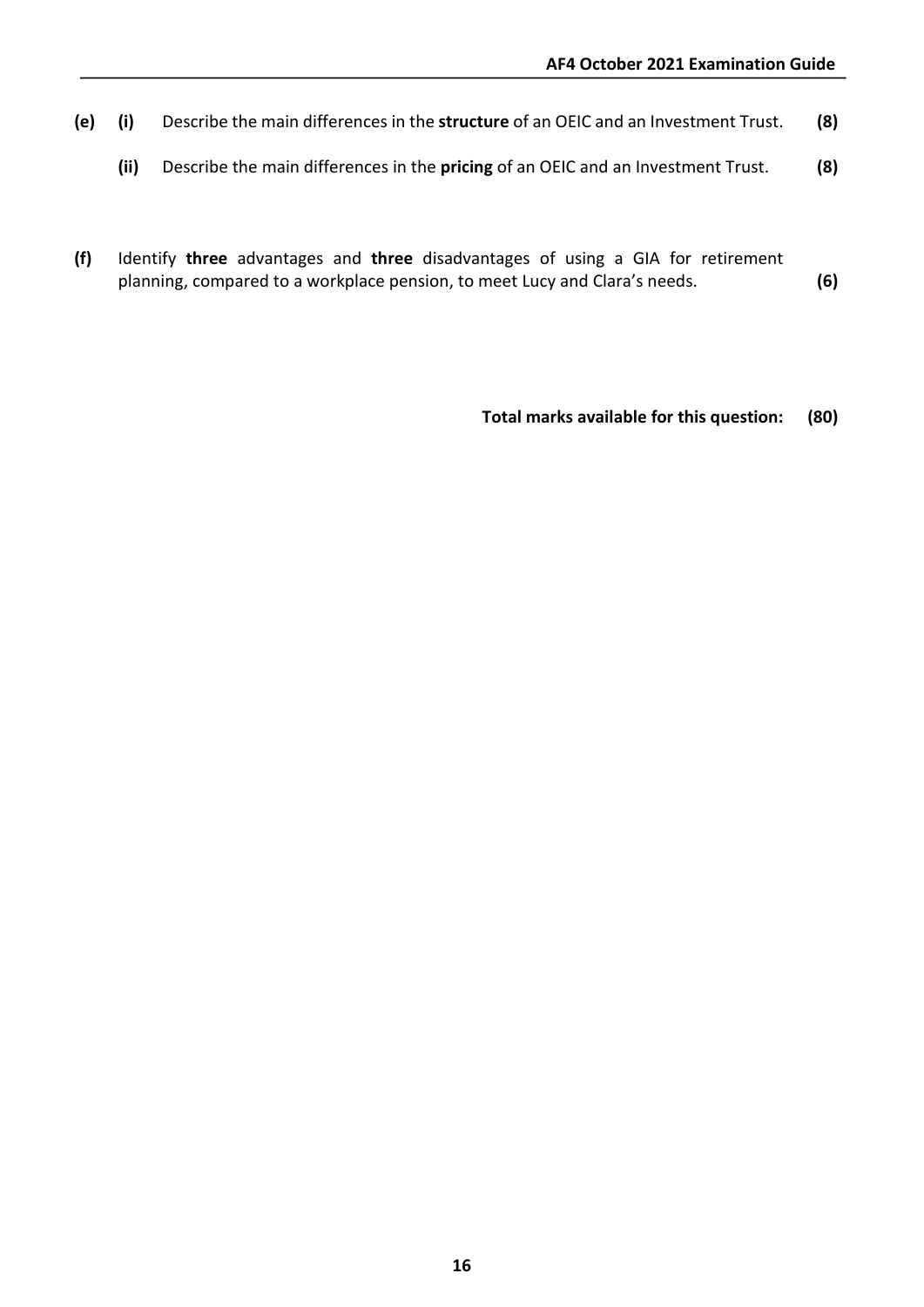**(e)** **(i)** Describe the main differences in the **structure** of an OEIC and an Investment Trust. **(8)**

**(ii)** Describe the main differences in the **pricing** of an OEIC and an Investment Trust. **(8)**

**(f)** Identify **three** advantages and **three** disadvantages of using a GIA for retirement planning, compared to a workplace pension, to meet Lucy and Clara's needs. **(6)**

**Total marks available for this question: (80)**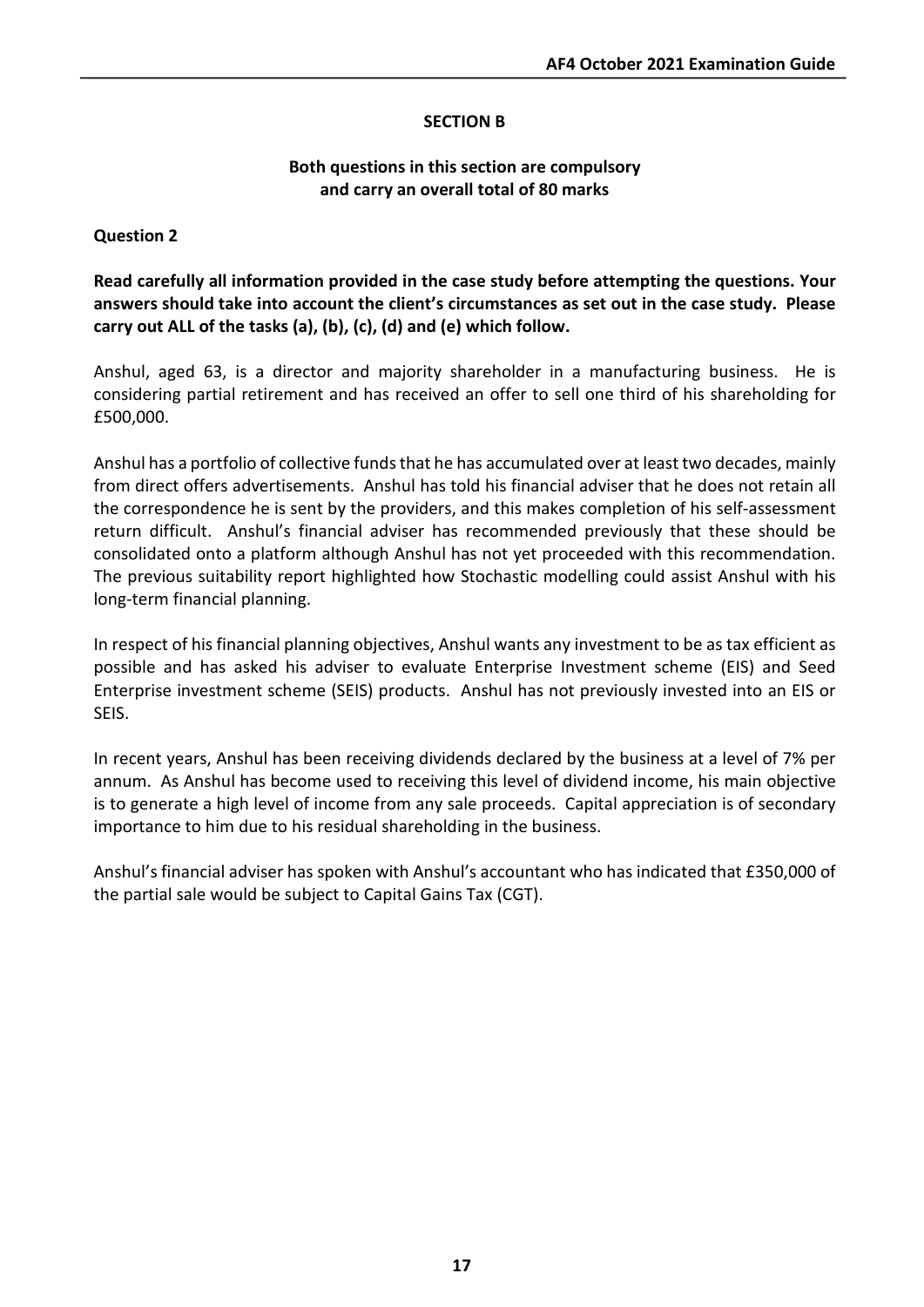## SECTION B

**Both questions in this section are compulsory and carry an overall total of 80 marks**

### Question 2

**Read carefully all information provided in the case study before attempting the questions. Your answers should take into account the client's circumstances as set out in the case study. Please carry out ALL of the tasks (a), (b), (c), (d) and (e) which follow.**

Anshul, aged 63, is a director and majority shareholder in a manufacturing business. He is considering partial retirement and has received an offer to sell one third of his shareholding for £500,000.

Anshul has a portfolio of collective funds that he has accumulated over at least two decades, mainly from direct offers advertisements. Anshul has told his financial adviser that he does not retain all the correspondence he is sent by the providers, and this makes completion of his self-assessment return difficult. Anshul's financial adviser has recommended previously that these should be consolidated onto a platform although Anshul has not yet proceeded with this recommendation. The previous suitability report highlighted how Stochastic modelling could assist Anshul with his long-term financial planning.

In respect of his financial planning objectives, Anshul wants any investment to be as tax efficient as possible and has asked his adviser to evaluate Enterprise Investment scheme (EIS) and Seed Enterprise investment scheme (SEIS) products. Anshul has not previously invested into an EIS or SEIS.

In recent years, Anshul has been receiving dividends declared by the business at a level of 7% per annum. As Anshul has become used to receiving this level of dividend income, his main objective is to generate a high level of income from any sale proceeds. Capital appreciation is of secondary importance to him due to his residual shareholding in the business.

Anshul's financial adviser has spoken with Anshul's accountant who has indicated that £350,000 of the partial sale would be subject to Capital Gains Tax (CGT).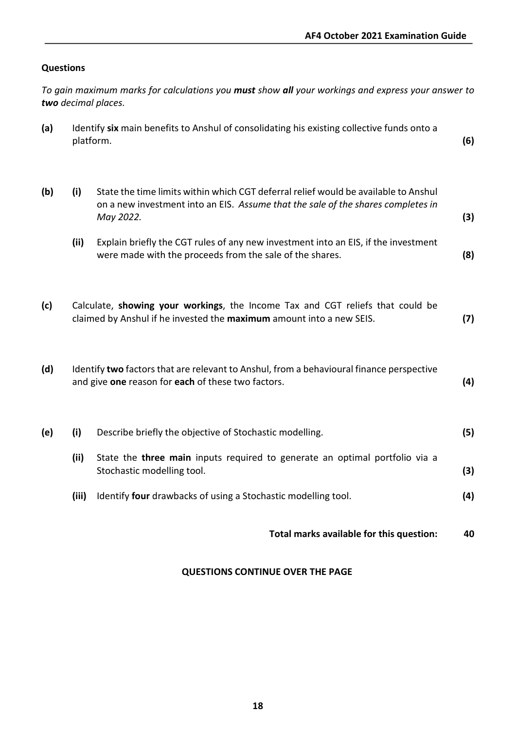## Questions

*To gain maximum marks for calculations you **must** show **all** your workings and express your answer to **two** decimal places.*

**(a)** Identify **six** main benefits to Anshul of consolidating his existing collective funds onto a platform. **(6)**

**(b)** **(i)** State the time limits within which CGT deferral relief would be available to Anshul on a new investment into an EIS. *Assume that the sale of the shares completes in May 2022.* **(3)**

**(ii)** Explain briefly the CGT rules of any new investment into an EIS, if the investment were made with the proceeds from the sale of the shares. **(8)**

**(c)** Calculate, **showing your workings**, the Income Tax and CGT reliefs that could be claimed by Anshul if he invested the **maximum** amount into a new SEIS. **(7)**

**(d)** Identify **two** factors that are relevant to Anshul, from a behavioural finance perspective and give **one** reason for **each** of these two factors. **(4)**

**(e)** **(i)** Describe briefly the objective of Stochastic modelling. **(5)**

**(ii)** State the **three main** inputs required to generate an optimal portfolio via a Stochastic modelling tool. **(3)**

**(iii)** Identify **four** drawbacks of using a Stochastic modelling tool. **(4)**

**Total marks available for this question: 40**

**QUESTIONS CONTINUE OVER THE PAGE**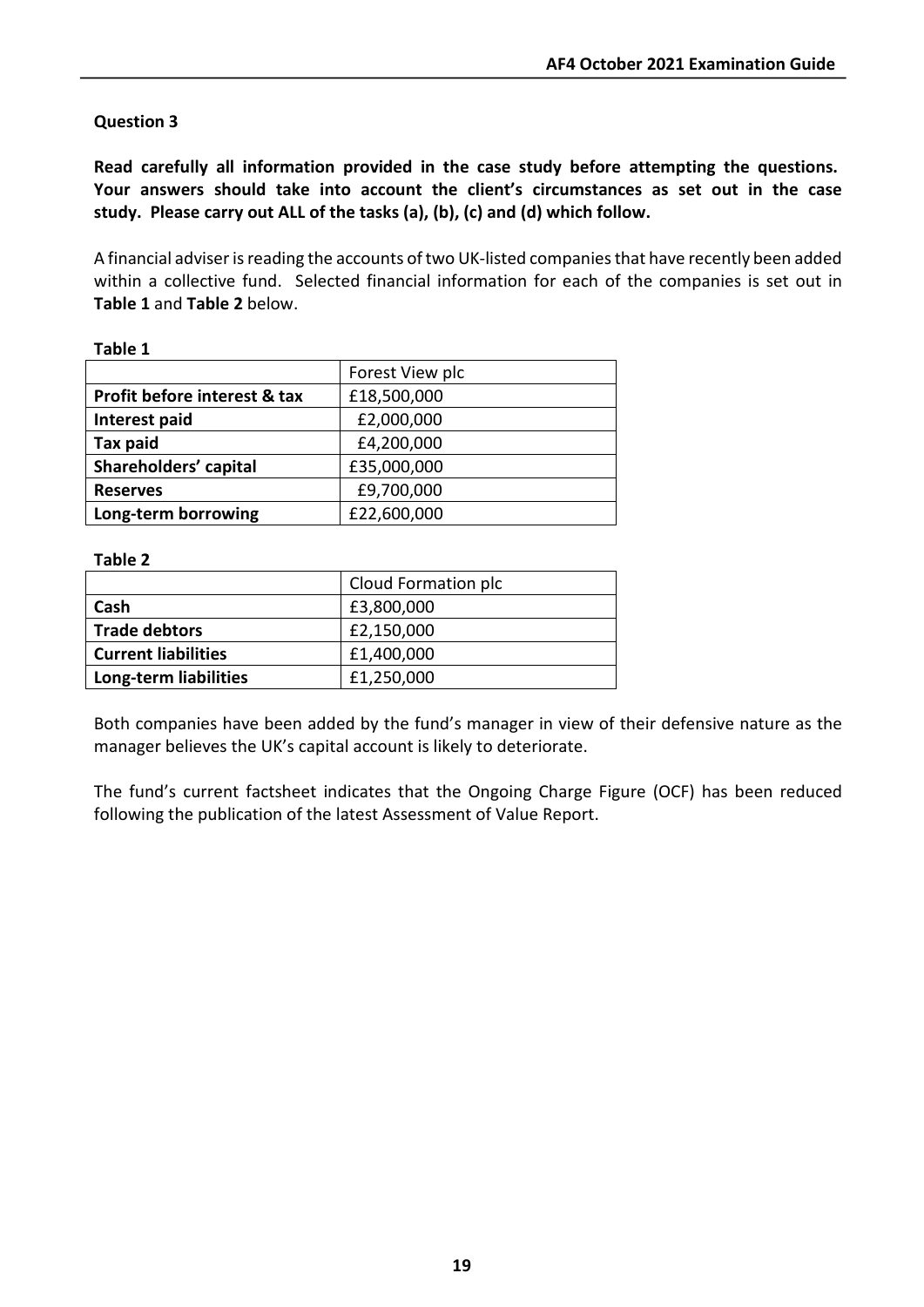**Question 3**

**Read carefully all information provided in the case study before attempting the questions. Your answers should take into account the client's circumstances as set out in the case study. Please carry out ALL of the tasks (a), (b), (c) and (d) which follow.**

A financial adviser is reading the accounts of two UK-listed companies that have recently been added within a collective fund. Selected financial information for each of the companies is set out in **Table 1** and **Table 2** below.

**Table 1**

| | Forest View plc |
|---|---|
| **Profit before interest & tax** | £18,500,000 |
| **Interest paid** | £2,000,000 |
| **Tax paid** | £4,200,000 |
| **Shareholders' capital** | £35,000,000 |
| **Reserves** | £9,700,000 |
| **Long-term borrowing** | £22,600,000 |

**Table 2**

| | Cloud Formation plc |
|---|---|
| **Cash** | £3,800,000 |
| **Trade debtors** | £2,150,000 |
| **Current liabilities** | £1,400,000 |
| **Long-term liabilities** | £1,250,000 |

Both companies have been added by the fund's manager in view of their defensive nature as the manager believes the UK's capital account is likely to deteriorate.

The fund's current factsheet indicates that the Ongoing Charge Figure (OCF) has been reduced following the publication of the latest Assessment of Value Report.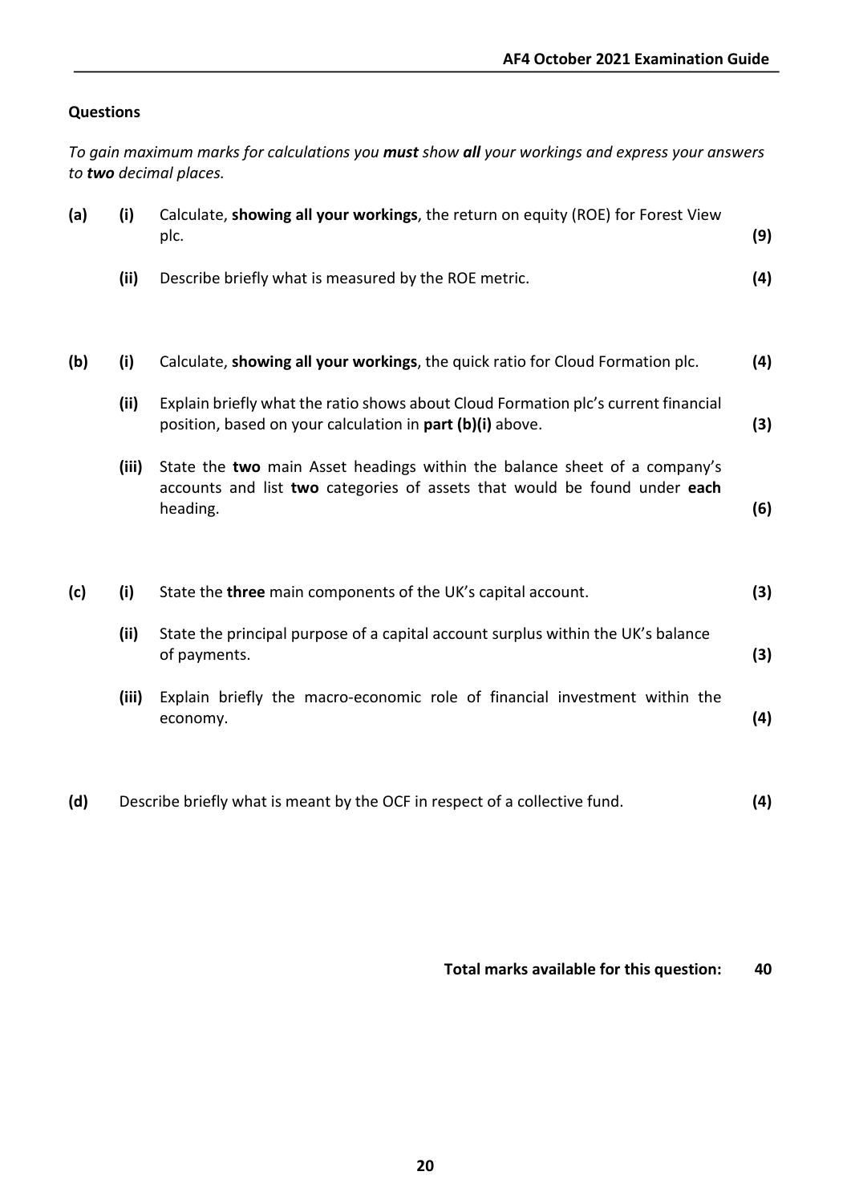## Questions

*To gain maximum marks for calculations you **must** show **all** your workings and express your answers to **two** decimal places.*

**(a)** **(i)** Calculate, **showing all your workings**, the return on equity (ROE) for Forest View plc. **(9)**

**(ii)** Describe briefly what is measured by the ROE metric. **(4)**

**(b)** **(i)** Calculate, **showing all your workings**, the quick ratio for Cloud Formation plc. **(4)**

**(ii)** Explain briefly what the ratio shows about Cloud Formation plc's current financial position, based on your calculation in **part (b)(i)** above. **(3)**

**(iii)** State the **two** main Asset headings within the balance sheet of a company's accounts and list **two** categories of assets that would be found under **each** heading. **(6)**

**(c)** **(i)** State the **three** main components of the UK's capital account. **(3)**

**(ii)** State the principal purpose of a capital account surplus within the UK's balance of payments. **(3)**

**(iii)** Explain briefly the macro-economic role of financial investment within the economy. **(4)**

**(d)** Describe briefly what is meant by the OCF in respect of a collective fund. **(4)**

**Total marks available for this question: 40**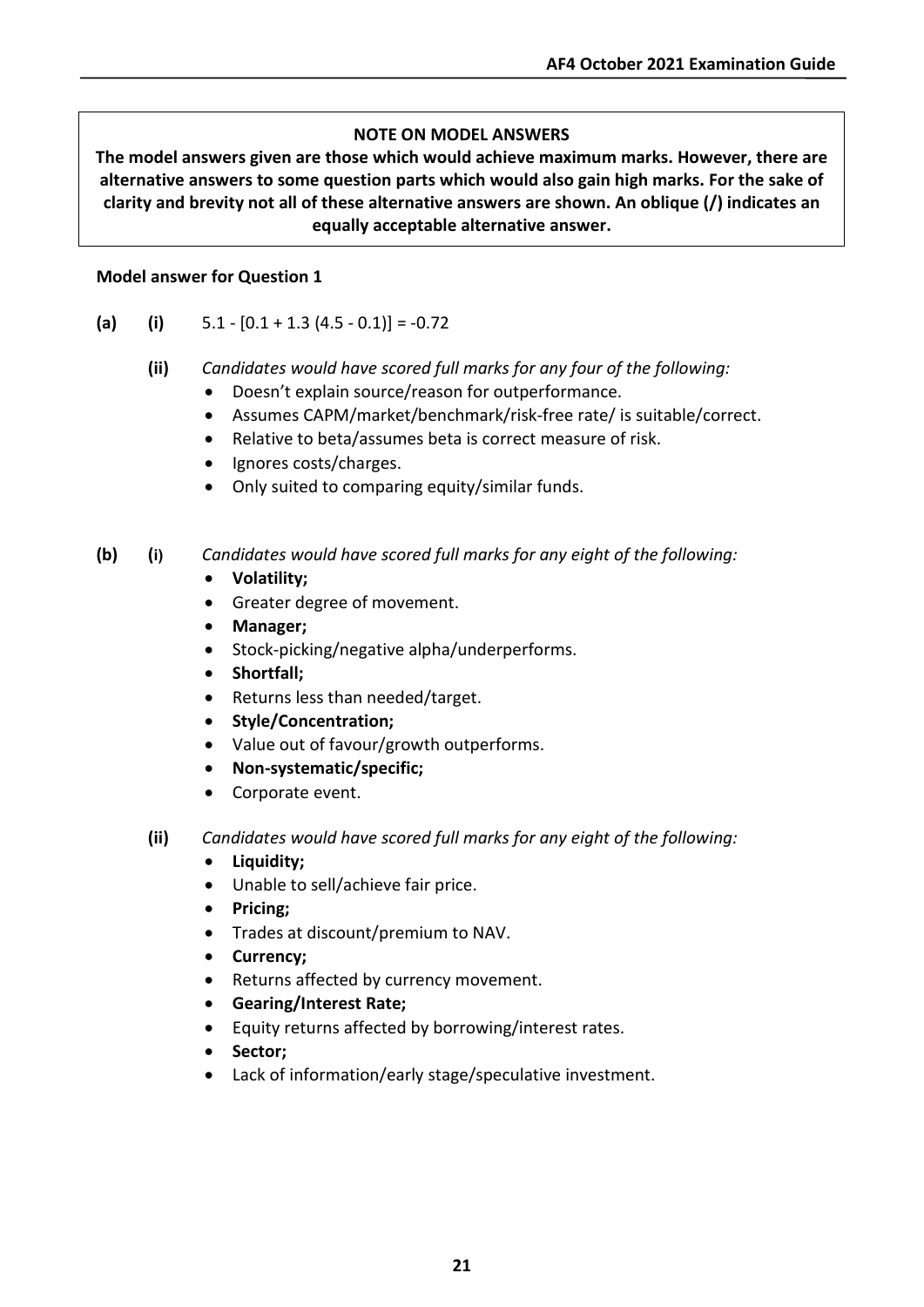**NOTE ON MODEL ANSWERS**

**The model answers given are those which would achieve maximum marks. However, there are alternative answers to some question parts which would also gain high marks. For the sake of clarity and brevity not all of these alternative answers are shown. An oblique (/) indicates an equally acceptable alternative answer.**

**Model answer for Question 1**

**(a)** **(i)** $5.1 - [0.1 + 1.3 (4.5 - 0.1)] = -0.72$

**(ii)** *Candidates would have scored full marks for any four of the following:*

- Doesn't explain source/reason for outperformance.
- Assumes CAPM/market/benchmark/risk-free rate/ is suitable/correct.
- Relative to beta/assumes beta is correct measure of risk.
- Ignores costs/charges.
- Only suited to comparing equity/similar funds.

**(b)** **(i)** *Candidates would have scored full marks for any eight of the following:*

- **Volatility;**
- Greater degree of movement.
- **Manager;**
- Stock-picking/negative alpha/underperforms.
- **Shortfall;**
- Returns less than needed/target.
- **Style/Concentration;**
- Value out of favour/growth outperforms.
- **Non-systematic/specific;**
- Corporate event.

**(ii)** *Candidates would have scored full marks for any eight of the following:*

- **Liquidity;**
- Unable to sell/achieve fair price.
- **Pricing;**
- Trades at discount/premium to NAV.
- **Currency;**
- Returns affected by currency movement.
- **Gearing/Interest Rate;**
- Equity returns affected by borrowing/interest rates.
- **Sector;**
- Lack of information/early stage/speculative investment.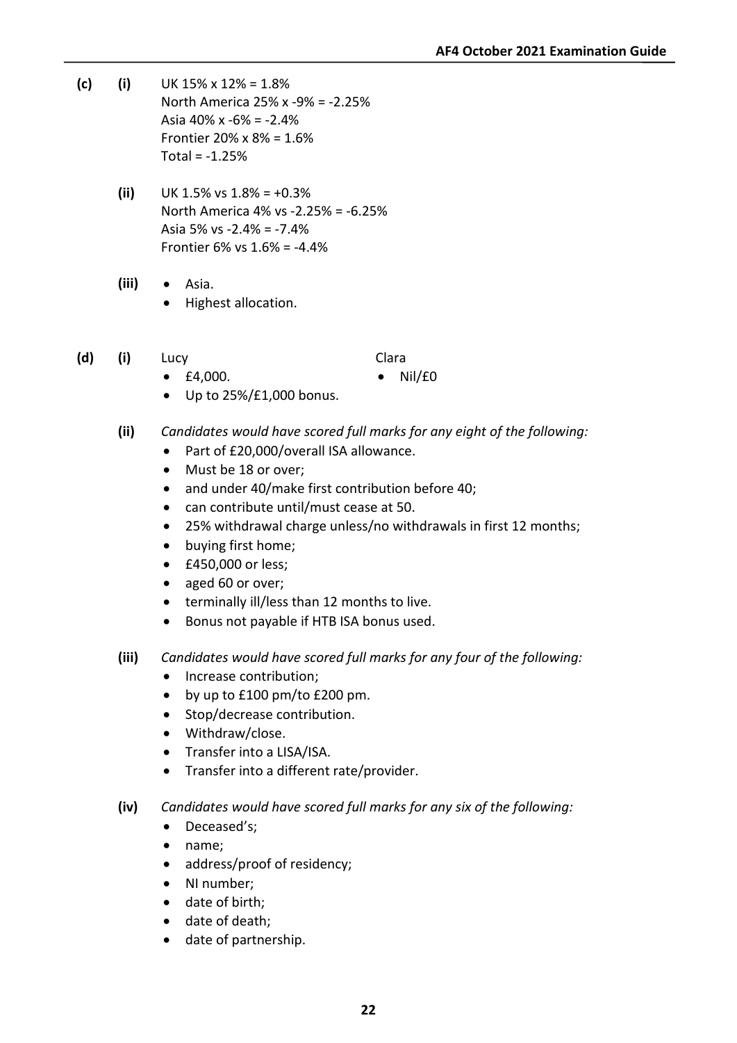**(c)** **(i)** UK 15% x 12% = 1.8%
North America 25% x -9% = -2.25%
Asia 40% x -6% = -2.4%
Frontier 20% x 8% = 1.6%
Total = -1.25%

**(ii)** UK 1.5% vs 1.8% = +0.3%
North America 4% vs -2.25% = -6.25%
Asia 5% vs -2.4% = -7.4%
Frontier 6% vs 1.6% = -4.4%

**(iii)**
- Asia.
- Highest allocation.

**(d)** **(i)**

Lucy
- £4,000.
- Up to 25%/£1,000 bonus.

Clara
- Nil/£0

**(ii)** *Candidates would have scored full marks for any eight of the following:*
- Part of £20,000/overall ISA allowance.
- Must be 18 or over;
- and under 40/make first contribution before 40;
- can contribute until/must cease at 50.
- 25% withdrawal charge unless/no withdrawals in first 12 months;
- buying first home;
- £450,000 or less;
- aged 60 or over;
- terminally ill/less than 12 months to live.
- Bonus not payable if HTB ISA bonus used.

**(iii)** *Candidates would have scored full marks for any four of the following:*
- Increase contribution;
- by up to £100 pm/to £200 pm.
- Stop/decrease contribution.
- Withdraw/close.
- Transfer into a LISA/ISA.
- Transfer into a different rate/provider.

**(iv)** *Candidates would have scored full marks for any six of the following:*
- Deceased's;
- name;
- address/proof of residency;
- NI number;
- date of birth;
- date of death;
- date of partnership.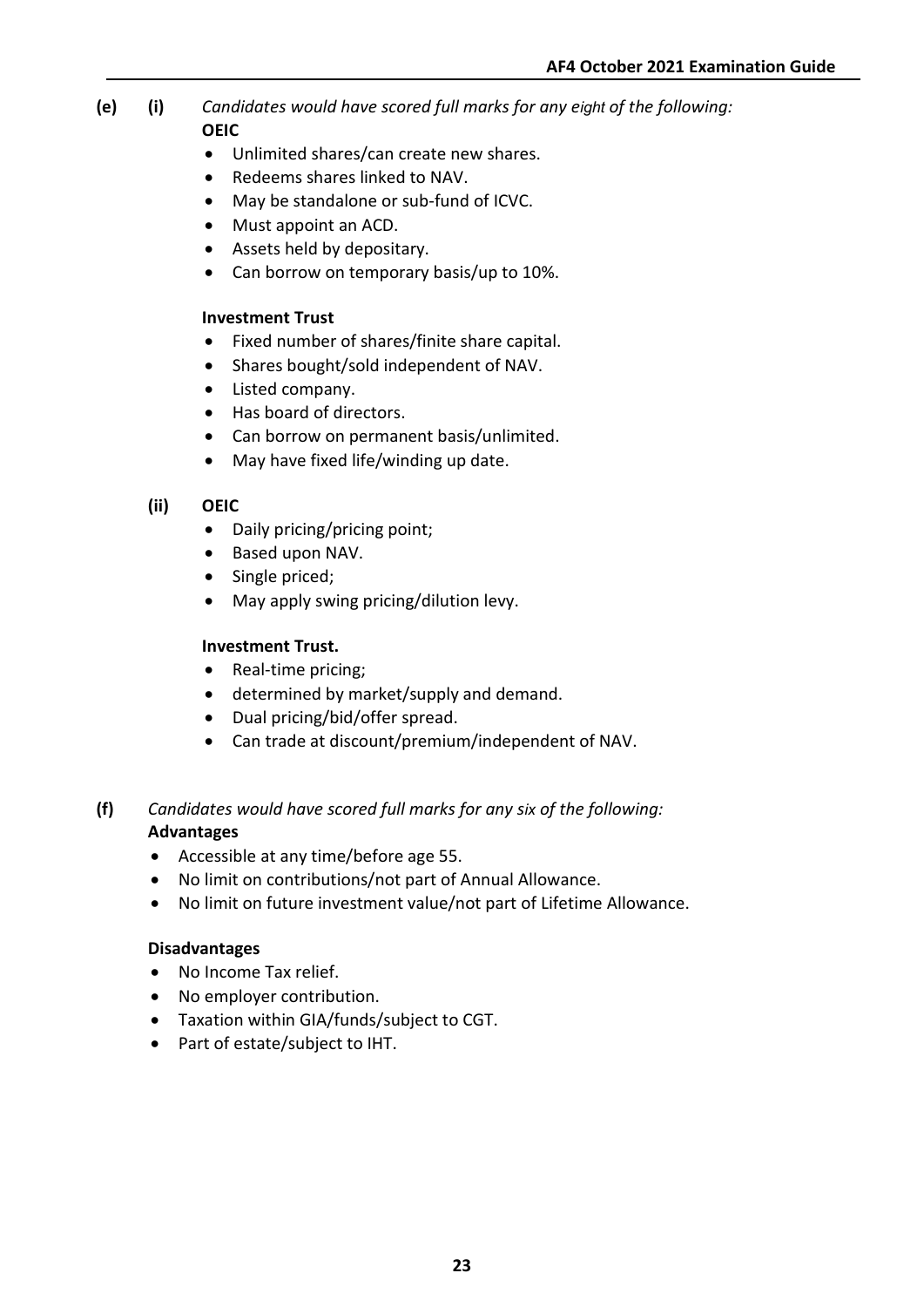**(e)** **(i)** *Candidates would have scored full marks for any eight of the following:*

**OEIC**

- Unlimited shares/can create new shares.
- Redeems shares linked to NAV.
- May be standalone or sub-fund of ICVC.
- Must appoint an ACD.
- Assets held by depositary.
- Can borrow on temporary basis/up to 10%.

**Investment Trust**

- Fixed number of shares/finite share capital.
- Shares bought/sold independent of NAV.
- Listed company.
- Has board of directors.
- Can borrow on permanent basis/unlimited.
- May have fixed life/winding up date.

**(ii)** **OEIC**

- Daily pricing/pricing point;
- Based upon NAV.
- Single priced;
- May apply swing pricing/dilution levy.

**Investment Trust.**

- Real-time pricing;
- determined by market/supply and demand.
- Dual pricing/bid/offer spread.
- Can trade at discount/premium/independent of NAV.

**(f)** *Candidates would have scored full marks for any six of the following:*

**Advantages**

- Accessible at any time/before age 55.
- No limit on contributions/not part of Annual Allowance.
- No limit on future investment value/not part of Lifetime Allowance.

**Disadvantages**

- No Income Tax relief.
- No employer contribution.
- Taxation within GIA/funds/subject to CGT.
- Part of estate/subject to IHT.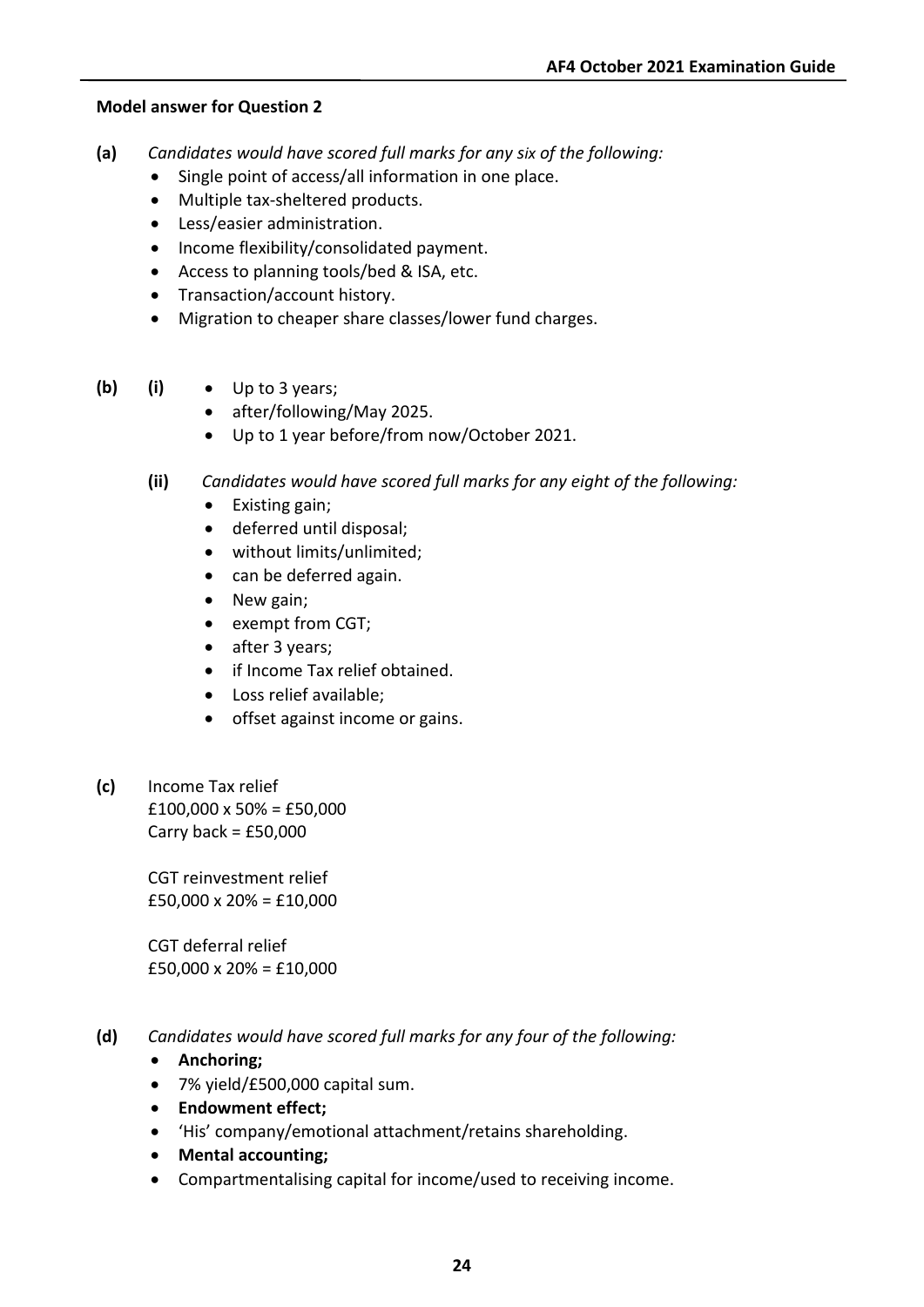**Model answer for Question 2**

**(a)** *Candidates would have scored full marks for any six of the following:*

- Single point of access/all information in one place.
- Multiple tax-sheltered products.
- Less/easier administration.
- Income flexibility/consolidated payment.
- Access to planning tools/bed & ISA, etc.
- Transaction/account history.
- Migration to cheaper share classes/lower fund charges.

**(b)** **(i)**

- Up to 3 years;
- after/following/May 2025.
- Up to 1 year before/from now/October 2021.

**(ii)** *Candidates would have scored full marks for any eight of the following:*

- Existing gain;
- deferred until disposal;
- without limits/unlimited;
- can be deferred again.
- New gain;
- exempt from CGT;
- after 3 years;
- if Income Tax relief obtained.
- Loss relief available;
- offset against income or gains.

**(c)** Income Tax relief
£100,000 x 50% = £50,000
Carry back = £50,000

CGT reinvestment relief
£50,000 x 20% = £10,000

CGT deferral relief
£50,000 x 20% = £10,000

**(d)** *Candidates would have scored full marks for any four of the following:*

- **Anchoring;**
- 7% yield/£500,000 capital sum.
- **Endowment effect;**
- 'His' company/emotional attachment/retains shareholding.
- **Mental accounting;**
- Compartmentalising capital for income/used to receiving income.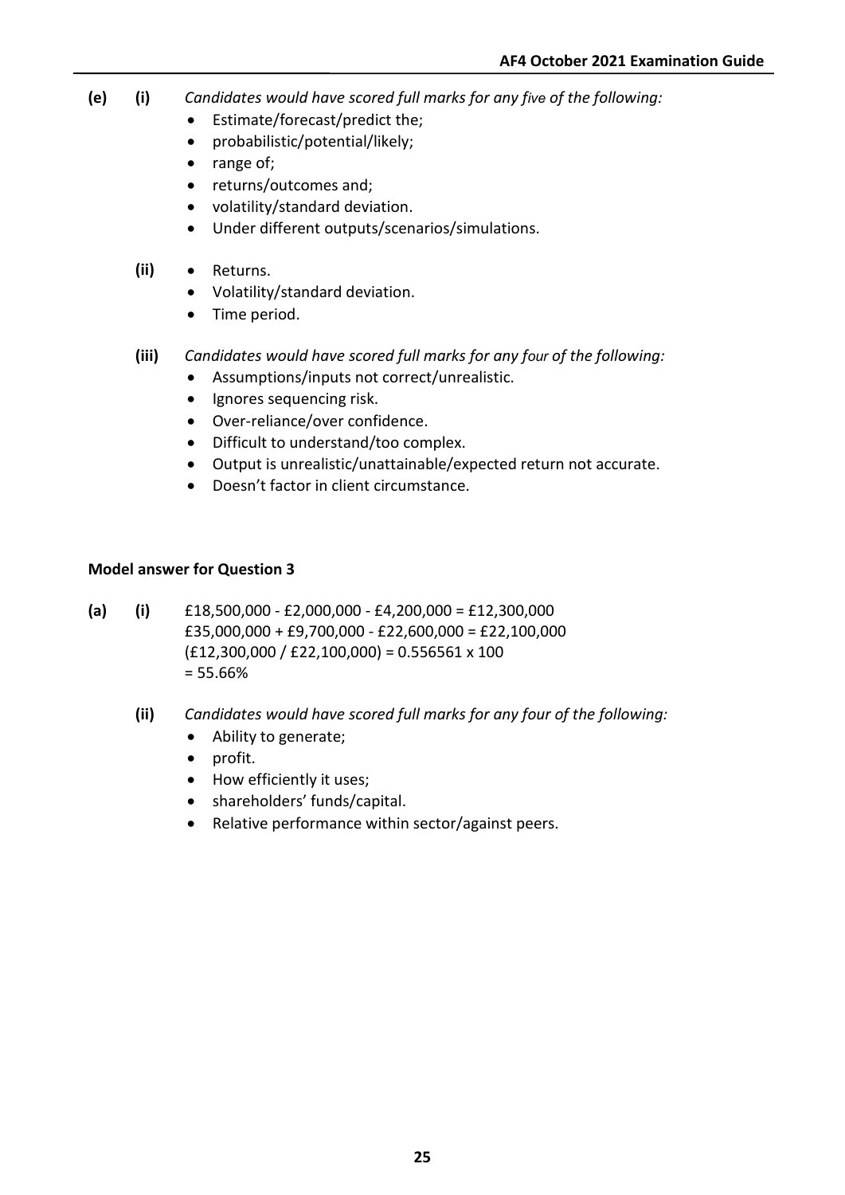**(e)** **(i)** *Candidates would have scored full marks for any five of the following:*

- Estimate/forecast/predict the;
- probabilistic/potential/likely;
- range of;
- returns/outcomes and;
- volatility/standard deviation.
- Under different outputs/scenarios/simulations.

**(ii)**

- Returns.
- Volatility/standard deviation.
- Time period.

**(iii)** *Candidates would have scored full marks for any four of the following:*

- Assumptions/inputs not correct/unrealistic.
- Ignores sequencing risk.
- Over-reliance/over confidence.
- Difficult to understand/too complex.
- Output is unrealistic/unattainable/expected return not accurate.
- Doesn't factor in client circumstance.

**Model answer for Question 3**

**(a)** **(i)** £18,500,000 - £2,000,000 - £4,200,000 = £12,300,000
£35,000,000 + £9,700,000 - £22,600,000 = £22,100,000
(£12,300,000 / £22,100,000) = 0.556561 x 100
= 55.66%

**(ii)** *Candidates would have scored full marks for any four of the following:*

- Ability to generate;
- profit.
- How efficiently it uses;
- shareholders' funds/capital.
- Relative performance within sector/against peers.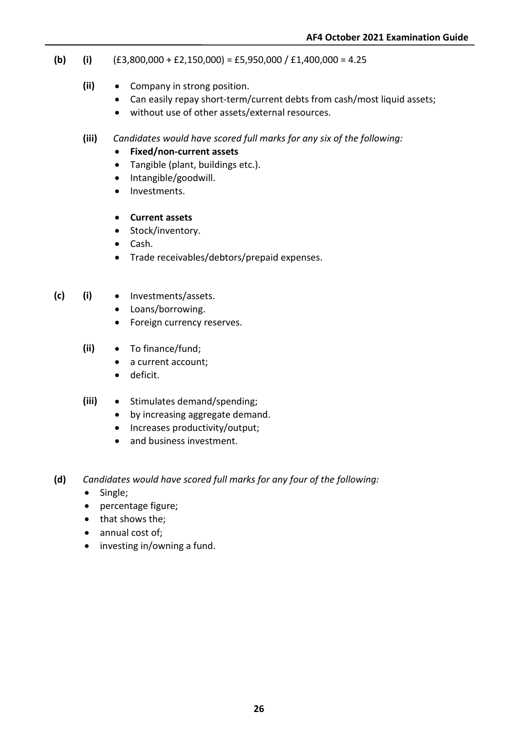**(b)** **(i)** (£3,800,000 + £2,150,000) = £5,950,000 / £1,400,000 = 4.25

**(ii)**
- Company in strong position.
- Can easily repay short-term/current debts from cash/most liquid assets;
- without use of other assets/external resources.

**(iii)** *Candidates would have scored full marks for any six of the following:*
- **Fixed/non-current assets**
- Tangible (plant, buildings etc.).
- Intangible/goodwill.
- Investments.

- **Current assets**
- Stock/inventory.
- Cash.
- Trade receivables/debtors/prepaid expenses.

**(c)** **(i)**
- Investments/assets.
- Loans/borrowing.
- Foreign currency reserves.

**(ii)**
- To finance/fund;
- a current account;
- deficit.

**(iii)**
- Stimulates demand/spending;
- by increasing aggregate demand.
- Increases productivity/output;
- and business investment.

**(d)** *Candidates would have scored full marks for any four of the following:*
- Single;
- percentage figure;
- that shows the;
- annual cost of;
- investing in/owning a fund.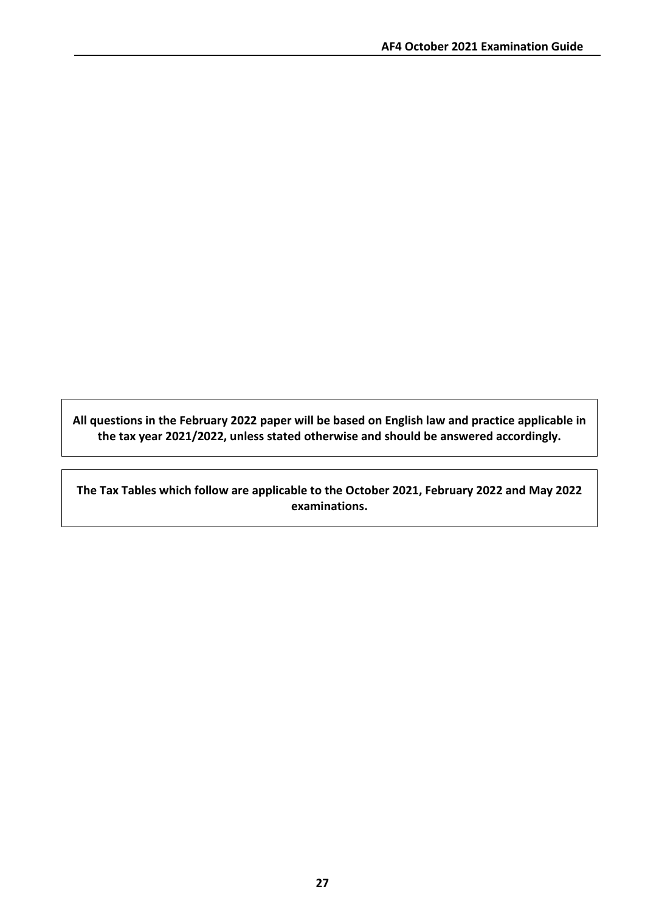**All questions in the February 2022 paper will be based on English law and practice applicable in the tax year 2021/2022, unless stated otherwise and should be answered accordingly.**

**The Tax Tables which follow are applicable to the October 2021, February 2022 and May 2022 examinations.**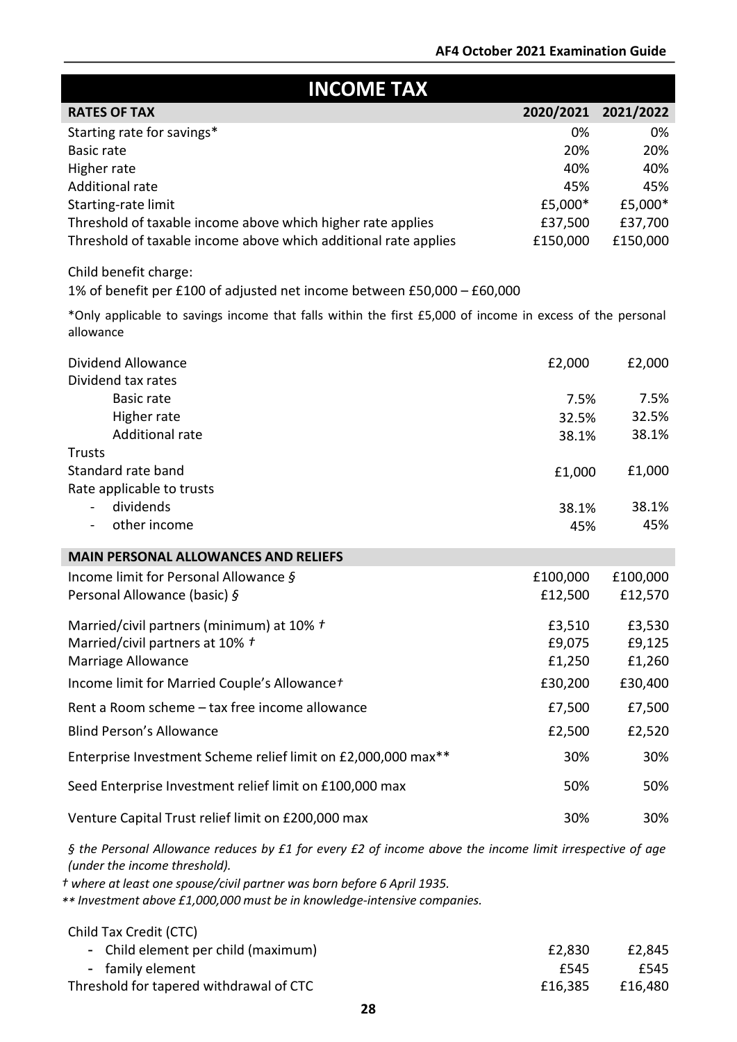# INCOME TAX

| RATES OF TAX | 2020/2021 | 2021/2022 |
|---|---|---|
| Starting rate for savings* | 0% | 0% |
| Basic rate | 20% | 20% |
| Higher rate | 40% | 40% |
| Additional rate | 45% | 45% |
| Starting-rate limit | £5,000* | £5,000* |
| Threshold of taxable income above which higher rate applies | £37,500 | £37,700 |
| Threshold of taxable income above which additional rate applies | £150,000 | £150,000 |

Child benefit charge:
1% of benefit per £100 of adjusted net income between £50,000 – £60,000

*Only applicable to savings income that falls within the first £5,000 of income in excess of the personal allowance

| | 2020/2021 | 2021/2022 |
|---|---|---|
| Dividend Allowance | £2,000 | £2,000 |
| Dividend tax rates | | |
| Basic rate | 7.5% | 7.5% |
| Higher rate | 32.5% | 32.5% |
| Additional rate | 38.1% | 38.1% |
| Trusts | | |
| Standard rate band | £1,000 | £1,000 |
| Rate applicable to trusts | | |
| - dividends | 38.1% | 38.1% |
| - other income | 45% | 45% |

| MAIN PERSONAL ALLOWANCES AND RELIEFS | 2020/2021 | 2021/2022 |
|---|---|---|
| Income limit for Personal Allowance *§* | £100,000 | £100,000 |
| Personal Allowance (basic) *§* | £12,500 | £12,570 |
| Married/civil partners (minimum) at 10% *†* | £3,510 | £3,530 |
| Married/civil partners at 10% *†* | £9,075 | £9,125 |
| Marriage Allowance | £1,250 | £1,260 |
| Income limit for Married Couple's Allowance*†* | £30,200 | £30,400 |
| Rent a Room scheme – tax free income allowance | £7,500 | £7,500 |
| Blind Person's Allowance | £2,500 | £2,520 |
| Enterprise Investment Scheme relief limit on £2,000,000 max** | 30% | 30% |
| Seed Enterprise Investment relief limit on £100,000 max | 50% | 50% |
| Venture Capital Trust relief limit on £200,000 max | 30% | 30% |

*§ the Personal Allowance reduces by £1 for every £2 of income above the income limit irrespective of age (under the income threshold).*

*† where at least one spouse/civil partner was born before 6 April 1935.*

*\** Investment above £1,000,000 must be in knowledge-intensive companies.*

| | 2020/2021 | 2021/2022 |
|---|---|---|
| Child Tax Credit (CTC) | | |
| - Child element per child (maximum) | £2,830 | £2,845 |
| - family element | £545 | £545 |
| Threshold for tapered withdrawal of CTC | £16,385 | £16,480 |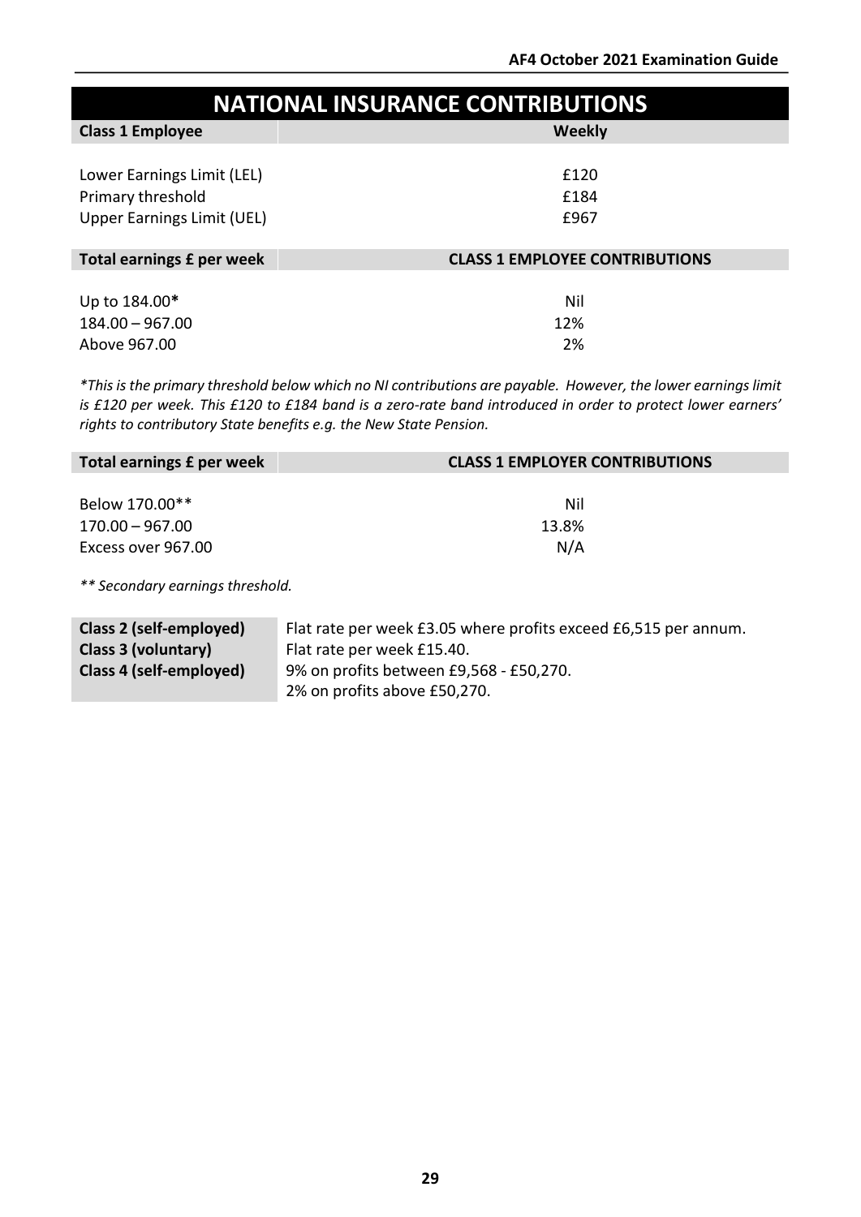# NATIONAL INSURANCE CONTRIBUTIONS

| Class 1 Employee | Weekly |
|---|---|
| Lower Earnings Limit (LEL) | £120 |
| Primary threshold | £184 |
| Upper Earnings Limit (UEL) | £967 |

| Total earnings £ per week | CLASS 1 EMPLOYEE CONTRIBUTIONS |
|---|---|
| Up to 184.00* | Nil |
| 184.00 – 967.00 | 12% |
| Above 967.00 | 2% |

*\*This is the primary threshold below which no NI contributions are payable. However, the lower earnings limit is £120 per week. This £120 to £184 band is a zero-rate band introduced in order to protect lower earners' rights to contributory State benefits e.g. the New State Pension.*

| Total earnings £ per week | CLASS 1 EMPLOYER CONTRIBUTIONS |
|---|---|
| Below 170.00** | Nil |
| 170.00 – 967.00 | 13.8% |
| Excess over 967.00 | N/A |

*\*\* Secondary earnings threshold.*

| | |
|---|---|
| **Class 2 (self-employed)** | Flat rate per week £3.05 where profits exceed £6,515 per annum. |
| **Class 3 (voluntary)** | Flat rate per week £15.40. |
| **Class 4 (self-employed)** | 9% on profits between £9,568 - £50,270.<br>2% on profits above £50,270. |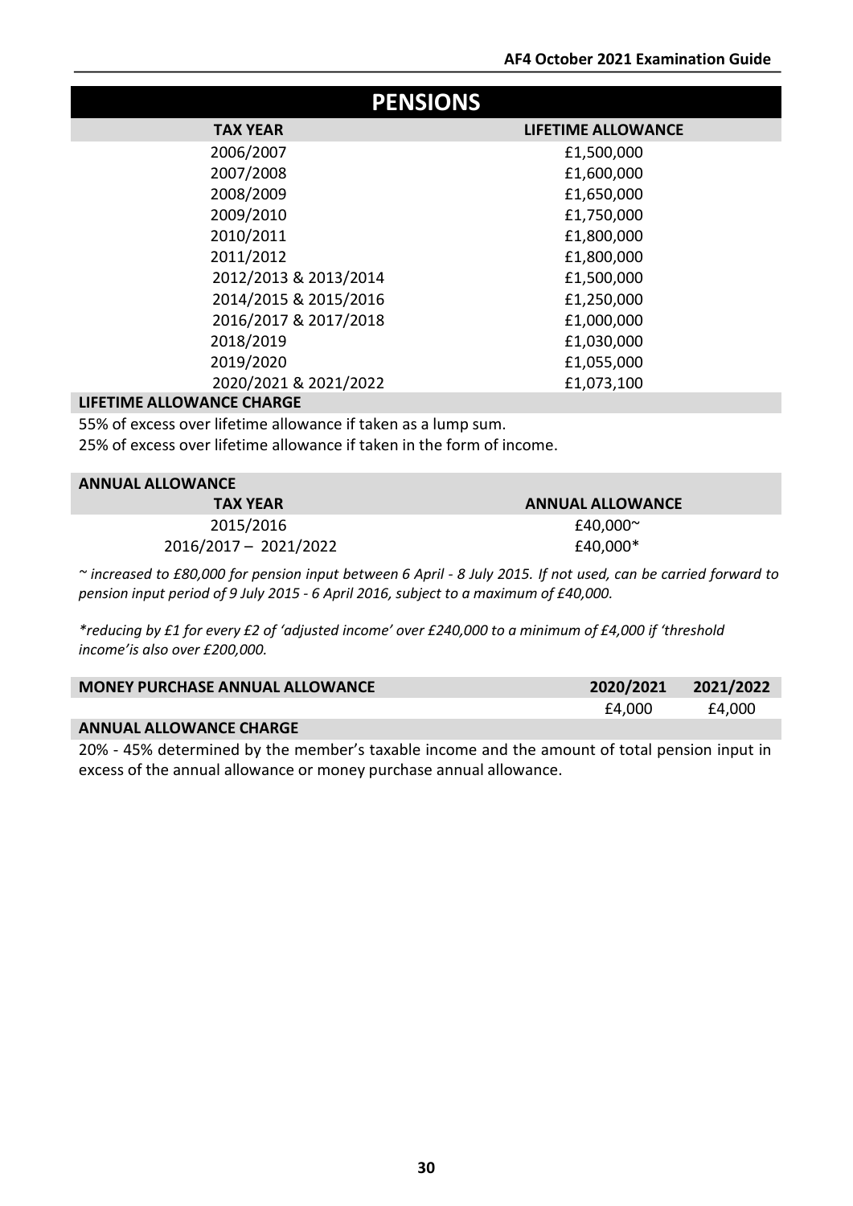# PENSIONS

| TAX YEAR | LIFETIME ALLOWANCE |
|---|---|
| 2006/2007 | £1,500,000 |
| 2007/2008 | £1,600,000 |
| 2008/2009 | £1,650,000 |
| 2009/2010 | £1,750,000 |
| 2010/2011 | £1,800,000 |
| 2011/2012 | £1,800,000 |
| 2012/2013 & 2013/2014 | £1,500,000 |
| 2014/2015 & 2015/2016 | £1,250,000 |
| 2016/2017 & 2017/2018 | £1,000,000 |
| 2018/2019 | £1,030,000 |
| 2019/2020 | £1,055,000 |
| 2020/2021 & 2021/2022 | £1,073,100 |

## LIFETIME ALLOWANCE CHARGE

55% of excess over lifetime allowance if taken as a lump sum.

25% of excess over lifetime allowance if taken in the form of income.

## ANNUAL ALLOWANCE

| TAX YEAR | ANNUAL ALLOWANCE |
|---|---|
| 2015/2016 | £40,000~ |
| 2016/2017 – 2021/2022 | £40,000* |

*~ increased to £80,000 for pension input between 6 April - 8 July 2015. If not used, can be carried forward to pension input period of 9 July 2015 - 6 April 2016, subject to a maximum of £40,000.*

*\*reducing by £1 for every £2 of 'adjusted income' over £240,000 to a minimum of £4,000 if 'threshold income'is also over £200,000.*

| MONEY PURCHASE ANNUAL ALLOWANCE | 2020/2021 | 2021/2022 |
|---|---|---|
| | £4,000 | £4,000 |

## ANNUAL ALLOWANCE CHARGE

20% - 45% determined by the member's taxable income and the amount of total pension input in excess of the annual allowance or money purchase annual allowance.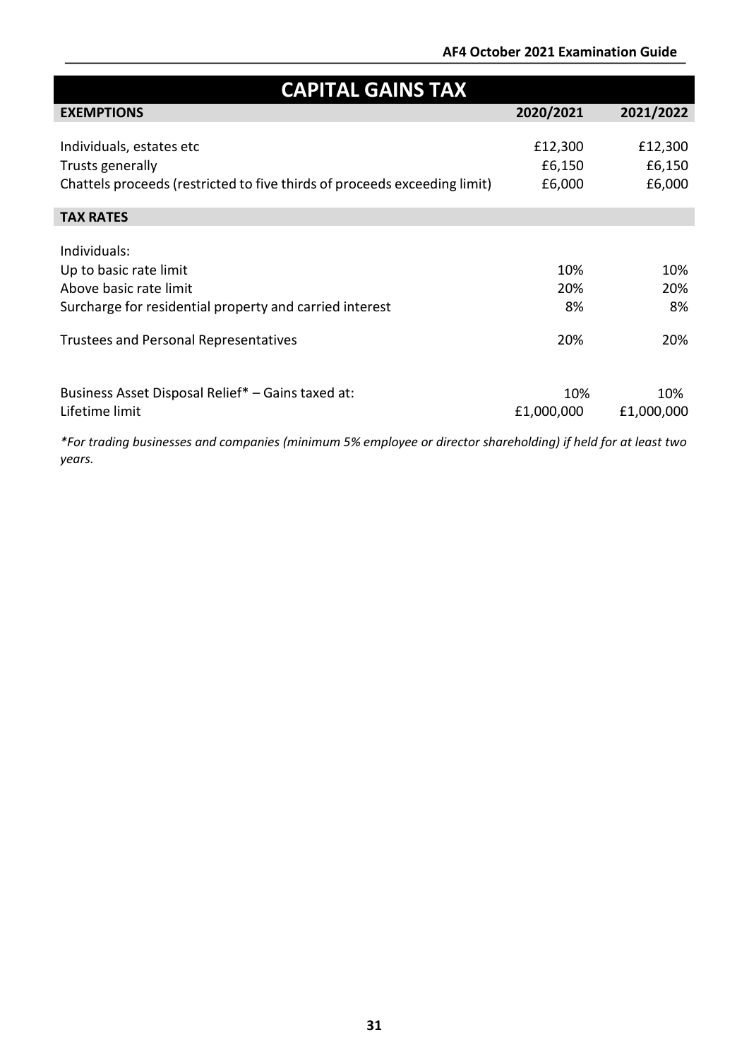# CAPITAL GAINS TAX

| EXEMPTIONS | 2020/2021 | 2021/2022 |
|---|---|---|
| Individuals, estates etc | £12,300 | £12,300 |
| Trusts generally | £6,150 | £6,150 |
| Chattels proceeds (restricted to five thirds of proceeds exceeding limit) | £6,000 | £6,000 |
| **TAX RATES** | | |
| Individuals: | | |
| Up to basic rate limit | 10% | 10% |
| Above basic rate limit | 20% | 20% |
| Surcharge for residential property and carried interest | 8% | 8% |
| Trustees and Personal Representatives | 20% | 20% |
| Business Asset Disposal Relief* – Gains taxed at: | 10% | 10% |
| Lifetime limit | £1,000,000 | £1,000,000 |

*\*For trading businesses and companies (minimum 5% employee or director shareholding) if held for at least two years.*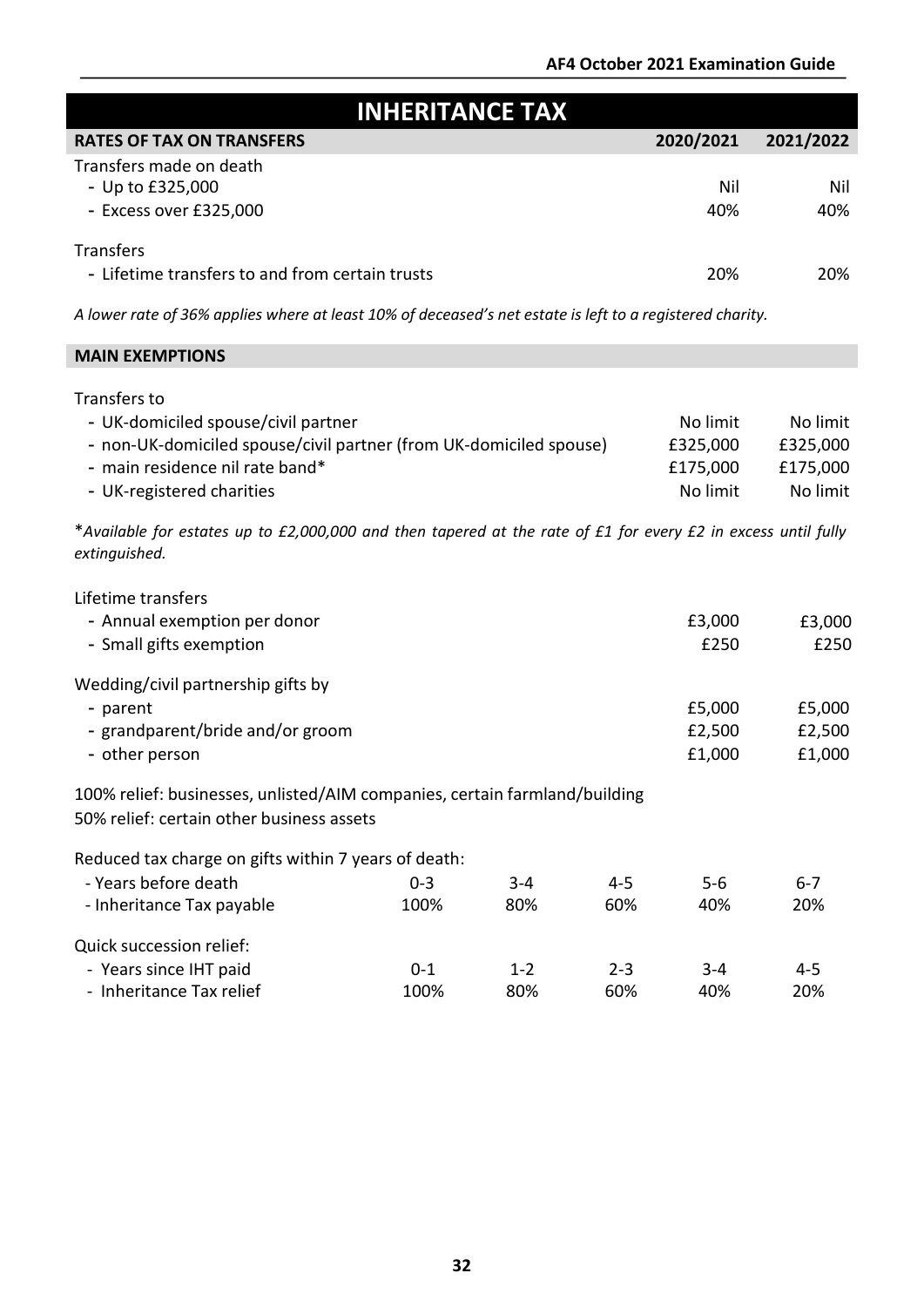# INHERITANCE TAX

| RATES OF TAX ON TRANSFERS | 2020/2021 | 2021/2022 |
| --- | --- | --- |
| Transfers made on death | | |
| - Up to £325,000 | Nil | Nil |
| - Excess over £325,000 | 40% | 40% |
| Transfers | | |
| - Lifetime transfers to and from certain trusts | 20% | 20% |

*A lower rate of 36% applies where at least 10% of deceased's net estate is left to a registered charity.*

| MAIN EXEMPTIONS | | |
| --- | --- | --- |
| Transfers to | | |
| - UK-domiciled spouse/civil partner | No limit | No limit |
| - non-UK-domiciled spouse/civil partner (from UK-domiciled spouse) | £325,000 | £325,000 |
| - main residence nil rate band* | £175,000 | £175,000 |
| - UK-registered charities | No limit | No limit |

\**Available for estates up to £2,000,000 and then tapered at the rate of £1 for every £2 in excess until fully extinguished.*

| | | |
| --- | --- | --- |
| Lifetime transfers | | |
| - Annual exemption per donor | £3,000 | £3,000 |
| - Small gifts exemption | £250 | £250 |
| Wedding/civil partnership gifts by | | |
| - parent | £5,000 | £5,000 |
| - grandparent/bride and/or groom | £2,500 | £2,500 |
| - other person | £1,000 | £1,000 |

100% relief: businesses, unlisted/AIM companies, certain farmland/building
50% relief: certain other business assets

| Reduced tax charge on gifts within 7 years of death: | | | | | |
| --- | --- | --- | --- | --- | --- |
| - Years before death | 0-3 | 3-4 | 4-5 | 5-6 | 6-7 |
| - Inheritance Tax payable | 100% | 80% | 60% | 40% | 20% |

| Quick succession relief: | | | | | |
| --- | --- | --- | --- | --- | --- |
| - Years since IHT paid | 0-1 | 1-2 | 2-3 | 3-4 | 4-5 |
| - Inheritance Tax relief | 100% | 80% | 60% | 40% | 20% |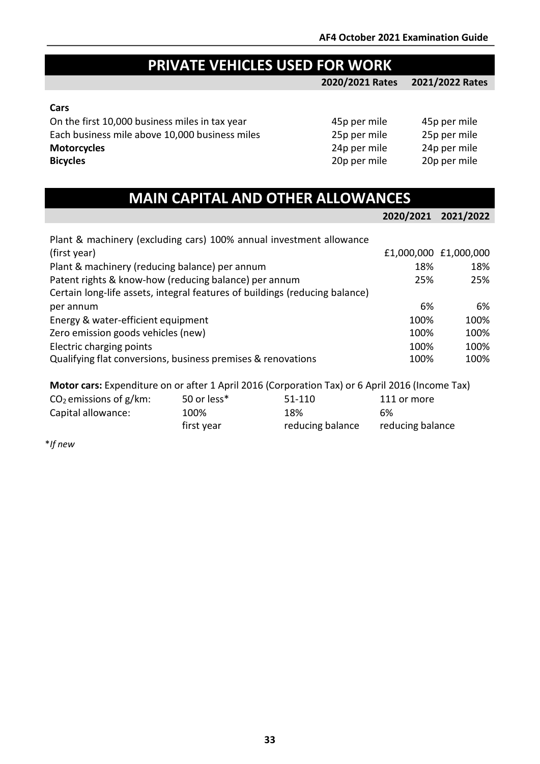## PRIVATE VEHICLES USED FOR WORK

| | 2020/2021 Rates | 2021/2022 Rates |
|---|---|---|
| **Cars** | | |
| On the first 10,000 business miles in tax year | 45p per mile | 45p per mile |
| Each business mile above 10,000 business miles | 25p per mile | 25p per mile |
| **Motorcycles** | 24p per mile | 24p per mile |
| **Bicycles** | 20p per mile | 20p per mile |

## MAIN CAPITAL AND OTHER ALLOWANCES

| | 2020/2021 | 2021/2022 |
|---|---|---|
| Plant & machinery (excluding cars) 100% annual investment allowance (first year) | £1,000,000 | £1,000,000 |
| Plant & machinery (reducing balance) per annum | 18% | 18% |
| Patent rights & know-how (reducing balance) per annum | 25% | 25% |
| Certain long-life assets, integral features of buildings (reducing balance) per annum | 6% | 6% |
| Energy & water-efficient equipment | 100% | 100% |
| Zero emission goods vehicles (new) | 100% | 100% |
| Electric charging points | 100% | 100% |
| Qualifying flat conversions, business premises & renovations | 100% | 100% |

**Motor cars:** Expenditure on or after 1 April 2016 (Corporation Tax) or 6 April 2016 (Income Tax)

| $CO_2$ emissions of g/km: | 50 or less* | 51-110 | 111 or more |
|---|---|---|---|
| Capital allowance: | 100% first year | 18% reducing balance | 6% reducing balance |

**If new*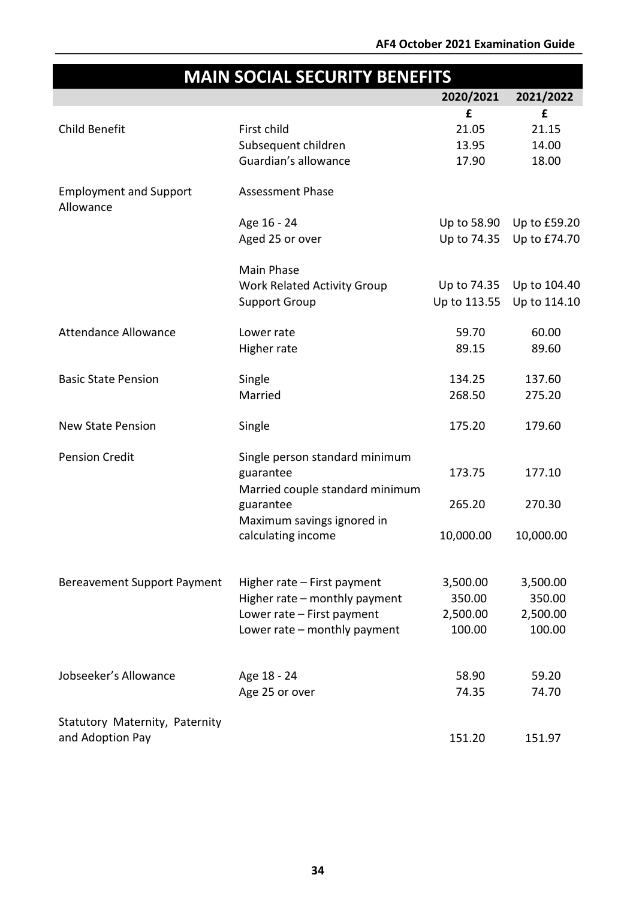# MAIN SOCIAL SECURITY BENEFITS

| | | 2020/2021 | 2021/2022 |
|---|---|---|---|
| | | £ | £ |
| Child Benefit | First child | 21.05 | 21.15 |
| | Subsequent children | 13.95 | 14.00 |
| | Guardian's allowance | 17.90 | 18.00 |
| Employment and Support Allowance | Assessment Phase | | |
| | Age 16 - 24 | Up to 58.90 | Up to £59.20 |
| | Aged 25 or over | Up to 74.35 | Up to £74.70 |
| | Main Phase | | |
| | Work Related Activity Group | Up to 74.35 | Up to 104.40 |
| | Support Group | Up to 113.55 | Up to 114.10 |
| Attendance Allowance | Lower rate | 59.70 | 60.00 |
| | Higher rate | 89.15 | 89.60 |
| Basic State Pension | Single | 134.25 | 137.60 |
| | Married | 268.50 | 275.20 |
| New State Pension | Single | 175.20 | 179.60 |
| Pension Credit | Single person standard minimum guarantee | 173.75 | 177.10 |
| | Married couple standard minimum guarantee | 265.20 | 270.30 |
| | Maximum savings ignored in calculating income | 10,000.00 | 10,000.00 |
| Bereavement Support Payment | Higher rate – First payment | 3,500.00 | 3,500.00 |
| | Higher rate – monthly payment | 350.00 | 350.00 |
| | Lower rate – First payment | 2,500.00 | 2,500.00 |
| | Lower rate – monthly payment | 100.00 | 100.00 |
| Jobseeker's Allowance | Age 18 - 24 | 58.90 | 59.20 |
| | Age 25 or over | 74.35 | 74.70 |
| Statutory Maternity, Paternity and Adoption Pay | | 151.20 | 151.97 |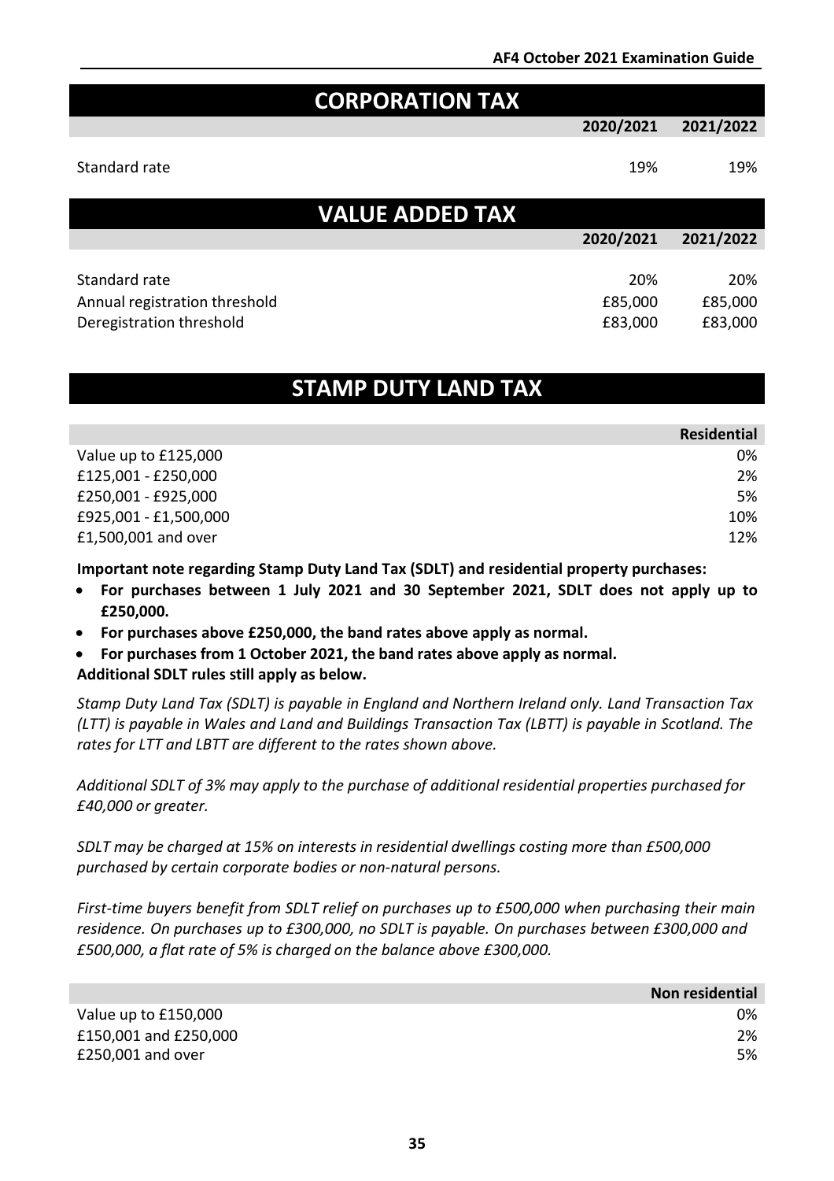# CORPORATION TAX

| | 2020/2021 | 2021/2022 |
|---|---|---|
| Standard rate | 19% | 19% |

# VALUE ADDED TAX

| | 2020/2021 | 2021/2022 |
|---|---|---|
| Standard rate | 20% | 20% |
| Annual registration threshold | £85,000 | £85,000 |
| Deregistration threshold | £83,000 | £83,000 |

# STAMP DUTY LAND TAX

| | Residential |
|---|---|
| Value up to £125,000 | 0% |
| £125,001 - £250,000 | 2% |
| £250,001 - £925,000 | 5% |
| £925,001 - £1,500,000 | 10% |
| £1,500,001 and over | 12% |

**Important note regarding Stamp Duty Land Tax (SDLT) and residential property purchases:**

- **For purchases between 1 July 2021 and 30 September 2021, SDLT does not apply up to £250,000.**
- **For purchases above £250,000, the band rates above apply as normal.**
- **For purchases from 1 October 2021, the band rates above apply as normal.**

**Additional SDLT rules still apply as below.**

*Stamp Duty Land Tax (SDLT) is payable in England and Northern Ireland only. Land Transaction Tax (LTT) is payable in Wales and Land and Buildings Transaction Tax (LBTT) is payable in Scotland. The rates for LTT and LBTT are different to the rates shown above.*

*Additional SDLT of 3% may apply to the purchase of additional residential properties purchased for £40,000 or greater.*

*SDLT may be charged at 15% on interests in residential dwellings costing more than £500,000 purchased by certain corporate bodies or non-natural persons.*

*First-time buyers benefit from SDLT relief on purchases up to £500,000 when purchasing their main residence. On purchases up to £300,000, no SDLT is payable. On purchases between £300,000 and £500,000, a flat rate of 5% is charged on the balance above £300,000.*

| | Non residential |
|---|---|
| Value up to £150,000 | 0% |
| £150,001 and £250,000 | 2% |
| £250,001 and over | 5% |